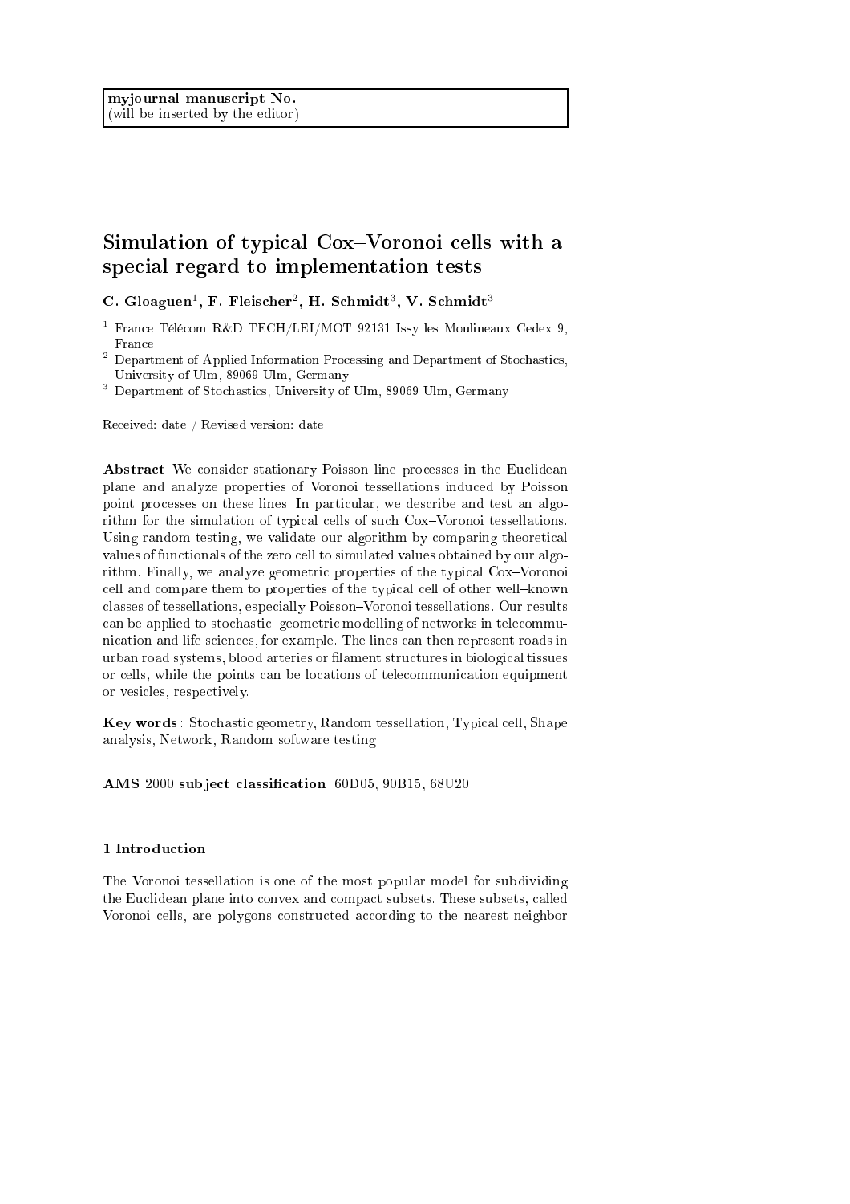myjournal manuscript No.
(will be inserted by the editor)

# Simulation of typical Cox–Voronoi cells with a special regard to implementation tests

**C. Gloaguen[1], F. Fleischer[2], H. Schmidt[3], V. Schmidt[3]**

[1] France Télécom R&D TECH/LEI/MOT 92131 Issy les Moulineaux Cedex 9, France

[2] Department of Applied Information Processing and Department of Stochastics, University of Ulm, 89069 Ulm, Germany

[3] Department of Stochastics, University of Ulm, 89069 Ulm, Germany

Received: date / Revised version: date

**Abstract** We consider stationary Poisson line processes in the Euclidean plane and analyze properties of Voronoi tessellations induced by Poisson point processes on these lines. In particular, we describe and test an algorithm for the simulation of typical cells of such Cox–Voronoi tessellations. Using random testing, we validate our algorithm by comparing theoretical values of functionals of the zero cell to simulated values obtained by our algorithm. Finally, we analyze geometric properties of the typical Cox–Voronoi cell and compare them to properties of the typical cell of other well–known classes of tessellations, especially Poisson–Voronoi tessellations. Our results can be applied to stochastic–geometric modelling of networks in telecommunication and life sciences, for example. The lines can then represent roads in urban road systems, blood arteries or filament structures in biological tissues or cells, while the points can be locations of telecommunication equipment or vesicles, respectively.

**Key words** : Stochastic geometry, Random tessellation, Typical cell, Shape analysis, Network, Random software testing

**AMS 2000 subject classification** : 60D05, 90B15, 68U20

## 1 Introduction

The Voronoi tessellation is one of the most popular model for subdividing the Euclidean plane into convex and compact subsets. These subsets, called Voronoi cells, are polygons constructed according to the nearest neighbor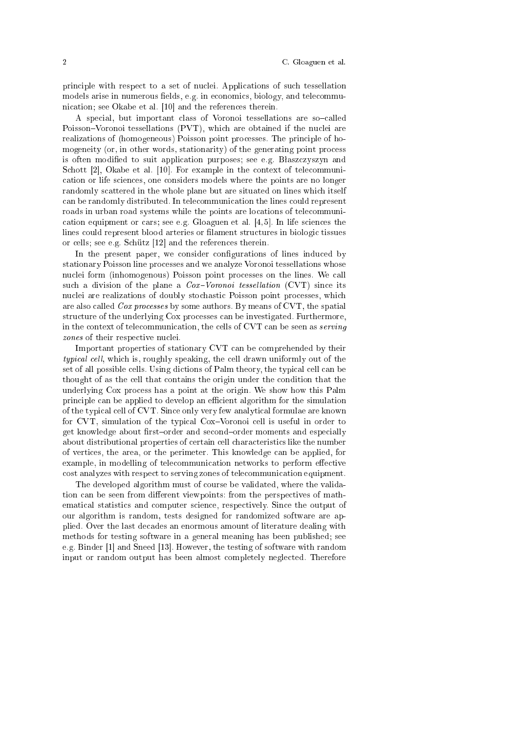principle with respect to a set of nuclei. Applications of such tessellation models arise in numerous fields, e.g. in economics, biology, and telecommunication; see Okabe et al. [10] and the references therein.

A special, but important class of Voronoi tessellations are so–called Poisson–Voronoi tessellations (PVT), which are obtained if the nuclei are realizations of (homogeneous) Poisson point processes. The principle of homogeneity (or, in other words, stationarity) of the generating point process is often modified to suit application purposes; see e.g. Błaszczyszyn and Schott [2], Okabe et al. [10]. For example in the context of telecommunication or life sciences, one considers models where the points are no longer randomly scattered in the whole plane but are situated on lines which itself can be randomly distributed. In telecommunication the lines could represent roads in urban road systems while the points are locations of telecommunication equipment or cars; see e.g. Gloaguen et al. [4, 5]. In life sciences the lines could represent blood arteries or filament structures in biologic tissues or cells; see e.g. Schütz [12] and the references therein.

In the present paper, we consider configurations of lines induced by stationary Poisson line processes and we analyze Voronoi tessellations whose nuclei form (inhomogenous) Poisson point processes on the lines. We call such a division of the plane a *Cox–Voronoi tessellation* (CVT) since its nuclei are realizations of doubly stochastic Poisson point processes, which are also called *Cox processes* by some authors. By means of CVT, the spatial structure of the underlying Cox processes can be investigated. Furthermore, in the context of telecommunication, the cells of CVT can be seen as *serving zones* of their respective nuclei.

Important properties of stationary CVT can be comprehended by their *typical cell*, which is, roughly speaking, the cell drawn uniformly out of the set of all possible cells. Using dictions of Palm theory, the typical cell can be thought of as the cell that contains the origin under the condition that the underlying Cox process has a point at the origin. We show how this Palm principle can be applied to develop an efficient algorithm for the simulation of the typical cell of CVT. Since only very few analytical formulae are known for CVT, simulation of the typical Cox–Voronoi cell is useful in order to get knowledge about first–order and second–order moments and especially about distributional properties of certain cell characteristics like the number of vertices, the area, or the perimeter. This knowledge can be applied, for example, in modelling of telecommunication networks to perform effective cost analyzes with respect to serving zones of telecommunication equipment.

The developed algorithm must of course be validated, where the validation can be seen from different viewpoints: from the perspectives of mathematical statistics and computer science, respectively. Since the output of our algorithm is random, tests designed for randomized software are applied. Over the last decades an enormous amount of literature dealing with methods for testing software in a general meaning has been published; see e.g. Binder [1] and Sneed [13]. However, the testing of software with random input or random output has been almost completely neglected. Therefore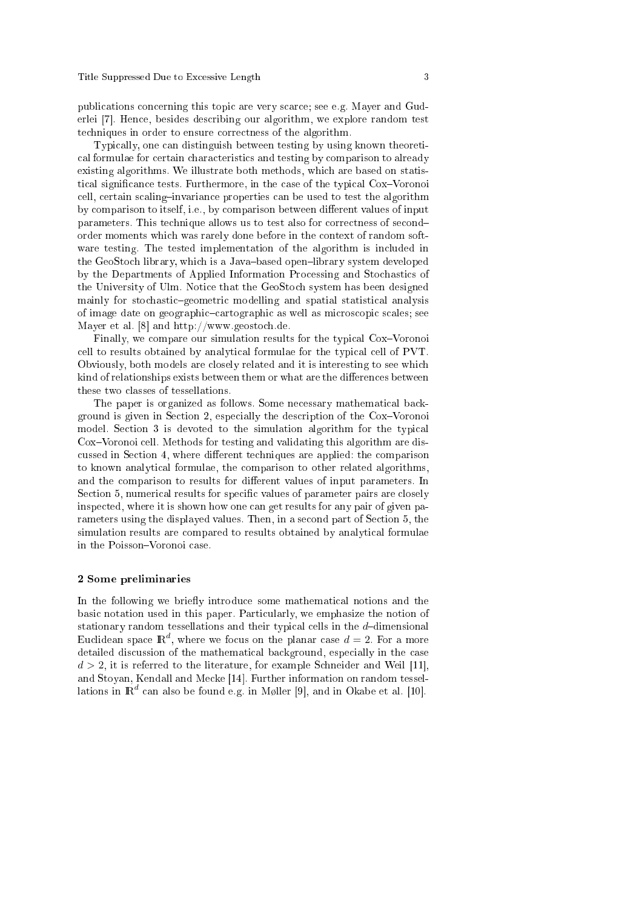publications concerning this topic are very scarce; see e.g. Mayer and Guderlei [7]. Hence, besides describing our algorithm, we explore random test techniques in order to ensure correctness of the algorithm.

Typically, one can distinguish between testing by using known theoretical formulae for certain characteristics and testing by comparison to already existing algorithms. We illustrate both methods, which are based on statistical significance tests. Furthermore, in the case of the typical Cox–Voronoi cell, certain scaling–invariance properties can be used to test the algorithm by comparison to itself, i.e., by comparison between different values of input parameters. This technique allows us to test also for correctness of second–order moments which was rarely done before in the context of random software testing. The tested implementation of the algorithm is included in the GeoStoch library, which is a Java–based open–library system developed by the Departments of Applied Information Processing and Stochastics of the University of Ulm. Notice that the GeoStoch system has been designed mainly for stochastic–geometric modelling and spatial statistical analysis of image date on geographic–cartographic as well as microscopic scales; see Mayer et al. [8] and http://www.geostoch.de.

Finally, we compare our simulation results for the typical Cox–Voronoi cell to results obtained by analytical formulae for the typical cell of PVT. Obviously, both models are closely related and it is interesting to see which kind of relationships exists between them or what are the differences between these two classes of tessellations.

The paper is organized as follows. Some necessary mathematical background is given in Section 2, especially the description of the Cox–Voronoi model. Section 3 is devoted to the simulation algorithm for the typical Cox–Voronoi cell. Methods for testing and validating this algorithm are discussed in Section 4, where different techniques are applied: the comparison to known analytical formulae, the comparison to other related algorithms, and the comparison to results for different values of input parameters. In Section 5, numerical results for specific values of parameter pairs are closely inspected, where it is shown how one can get results for any pair of given parameters using the displayed values. Then, in a second part of Section 5, the simulation results are compared to results obtained by analytical formulae in the Poisson–Voronoi case.

## 2 Some preliminaries

In the following we briefly introduce some mathematical notions and the basic notation used in this paper. Particularly, we emphasize the notion of stationary random tessellations and their typical cells in the $d$–dimensional Euclidean space $\mathbb{R}^d$, where we focus on the planar case $d = 2$. For a more detailed discussion of the mathematical background, especially in the case $d > 2$, it is referred to the literature, for example Schneider and Weil [11], and Stoyan, Kendall and Mecke [14]. Further information on random tessellations in $\mathbb{R}^d$ can also be found e.g. in Møller [9], and in Okabe et al. [10].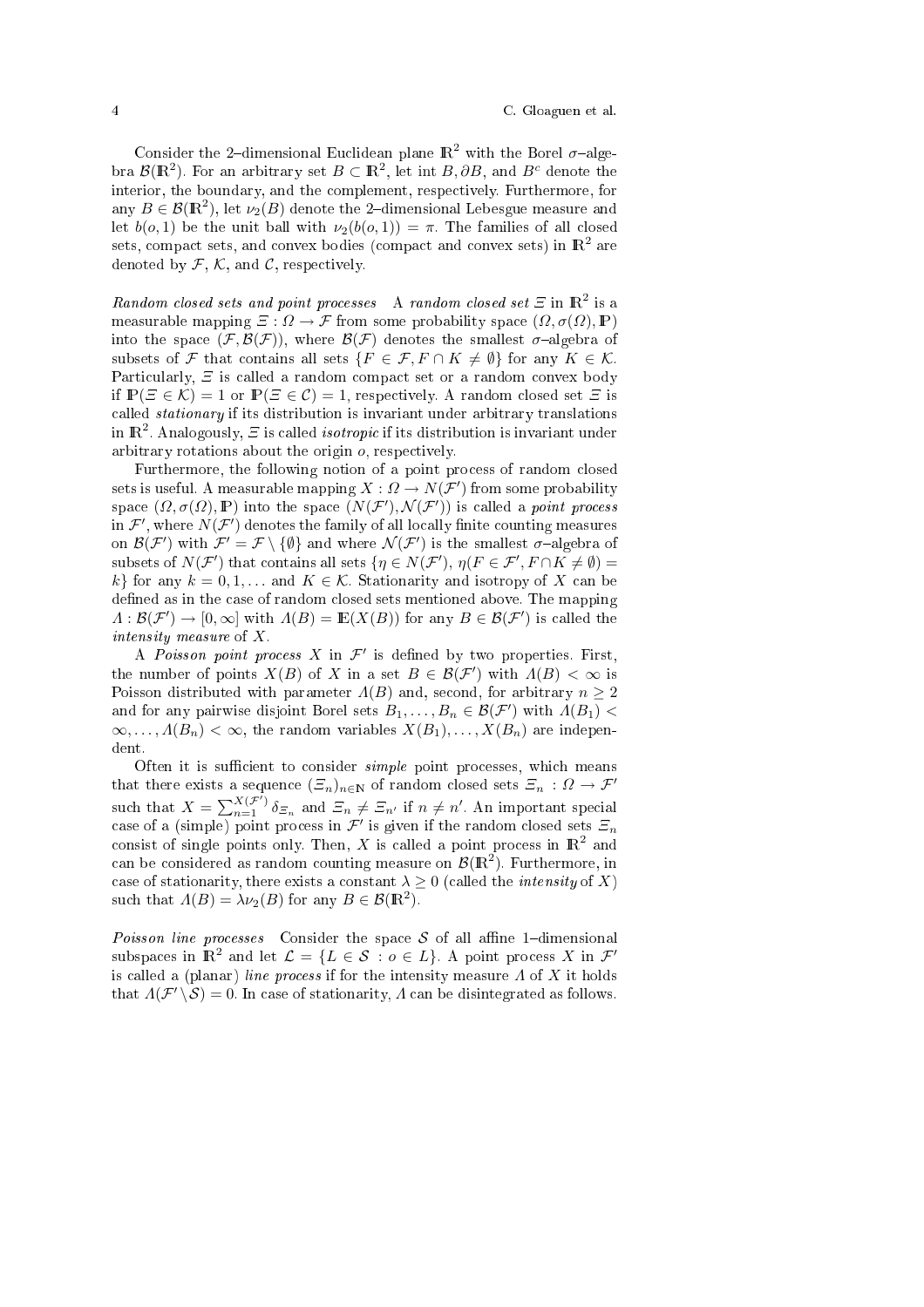Consider the 2–dimensional Euclidean plane $\mathbb{R}^2$ with the Borel $\sigma$–algebra $\mathcal{B}(\mathbb{R}^2)$. For an arbitrary set $B \subset \mathbb{R}^2$, let $\text{int}\, B, \partial B$, and $B^c$ denote the interior, the boundary, and the complement, respectively. Furthermore, for any $B \in \mathcal{B}(\mathbb{R}^2)$, let $\nu_2(B)$ denote the 2–dimensional Lebesgue measure and let $b(o,1)$ be the unit ball with $\nu_2(b(o,1)) = \pi$. The families of all closed sets, compact sets, and convex bodies (compact and convex sets) in $\mathbb{R}^2$ are denoted by $\mathcal{F}$, $\mathcal{K}$, and $\mathcal{C}$, respectively.

*Random closed sets and point processes* A *random closed set* $\Xi$ in $\mathbb{R}^2$ is a measurable mapping $\Xi : \Omega \to \mathcal{F}$ from some probability space $(\Omega, \sigma(\Omega), \mathbb{P})$ into the space $(\mathcal{F}, \mathcal{B}(\mathcal{F}))$, where $\mathcal{B}(\mathcal{F})$ denotes the smallest $\sigma$–algebra of subsets of $\mathcal{F}$ that contains all sets $\{F \in \mathcal{F}, F \cap K \neq \emptyset\}$ for any $K \in \mathcal{K}$. Particularly, $\Xi$ is called a random compact set or a random convex body if $\mathbb{P}(\Xi \in \mathcal{K}) = 1$ or $\mathbb{P}(\Xi \in \mathcal{C}) = 1$, respectively. A random closed set $\Xi$ is called *stationary* if its distribution is invariant under arbitrary translations in $\mathbb{R}^2$. Analogously, $\Xi$ is called *isotropic* if its distribution is invariant under arbitrary rotations about the origin $o$, respectively.

Furthermore, the following notion of a point process of random closed sets is useful. A measurable mapping $X : \Omega \to N(\mathcal{F}')$ from some probability space $(\Omega, \sigma(\Omega), \mathbb{P})$ into the space $(N(\mathcal{F}'), \mathcal{N}(\mathcal{F}'))$ is called a *point process* in $\mathcal{F}'$, where $N(\mathcal{F}')$ denotes the family of all locally finite counting measures on $\mathcal{B}(\mathcal{F}')$ with $\mathcal{F}' = \mathcal{F} \setminus \{\emptyset\}$ and where $\mathcal{N}(\mathcal{F}')$ is the smallest $\sigma$–algebra of subsets of $N(\mathcal{F}')$ that contains all sets $\{\eta \in N(\mathcal{F}'),\, \eta(F \in \mathcal{F}', F \cap K \neq \emptyset) = k\}$ for any $k = 0, 1, \ldots$ and $K \in \mathcal{K}$. Stationarity and isotropy of $X$ can be defined as in the case of random closed sets mentioned above. The mapping $\Lambda : \mathcal{B}(\mathcal{F}') \to [0, \infty]$ with $\Lambda(B) = \mathbb{E}(X(B))$ for any $B \in \mathcal{B}(\mathcal{F}')$ is called the *intensity measure* of $X$.

A *Poisson point process* $X$ in $\mathcal{F}'$ is defined by two properties. First, the number of points $X(B)$ of $X$ in a set $B \in \mathcal{B}(\mathcal{F}')$ with $\Lambda(B) < \infty$ is Poisson distributed with parameter $\Lambda(B)$ and, second, for arbitrary $n \geq 2$ and for any pairwise disjoint Borel sets $B_1, \ldots, B_n \in \mathcal{B}(\mathcal{F}')$ with $\Lambda(B_1) < \infty, \ldots, \Lambda(B_n) < \infty$, the random variables $X(B_1), \ldots, X(B_n)$ are independent.

Often it is sufficient to consider *simple* point processes, which means that there exists a sequence $(\Xi_n)_{n \in \mathbb{N}}$ of random closed sets $\Xi_n : \Omega \to \mathcal{F}'$ such that $X = \sum_{n=1}^{X(\mathcal{F}')} \delta_{\Xi_n}$ and $\Xi_n \neq \Xi_{n'}$ if $n \neq n'$. An important special case of a (simple) point process in $\mathcal{F}'$ is given if the random closed sets $\Xi_n$ consist of single points only. Then, $X$ is called a point process in $\mathbb{R}^2$ and can be considered as random counting measure on $\mathcal{B}(\mathbb{R}^2)$. Furthermore, in case of stationarity, there exists a constant $\lambda \geq 0$ (called the *intensity* of $X$) such that $\Lambda(B) = \lambda \nu_2(B)$ for any $B \in \mathcal{B}(\mathbb{R}^2)$.

*Poisson line processes* Consider the space $\mathcal{S}$ of all affine 1–dimensional subspaces in $\mathbb{R}^2$ and let $\mathcal{L} = \{L \in \mathcal{S} : o \in L\}$. A point process $X$ in $\mathcal{F}'$ is called a (planar) *line process* if for the intensity measure $\Lambda$ of $X$ it holds that $\Lambda(\mathcal{F}' \setminus \mathcal{S}) = 0$. In case of stationarity, $\Lambda$ can be disintegrated as follows.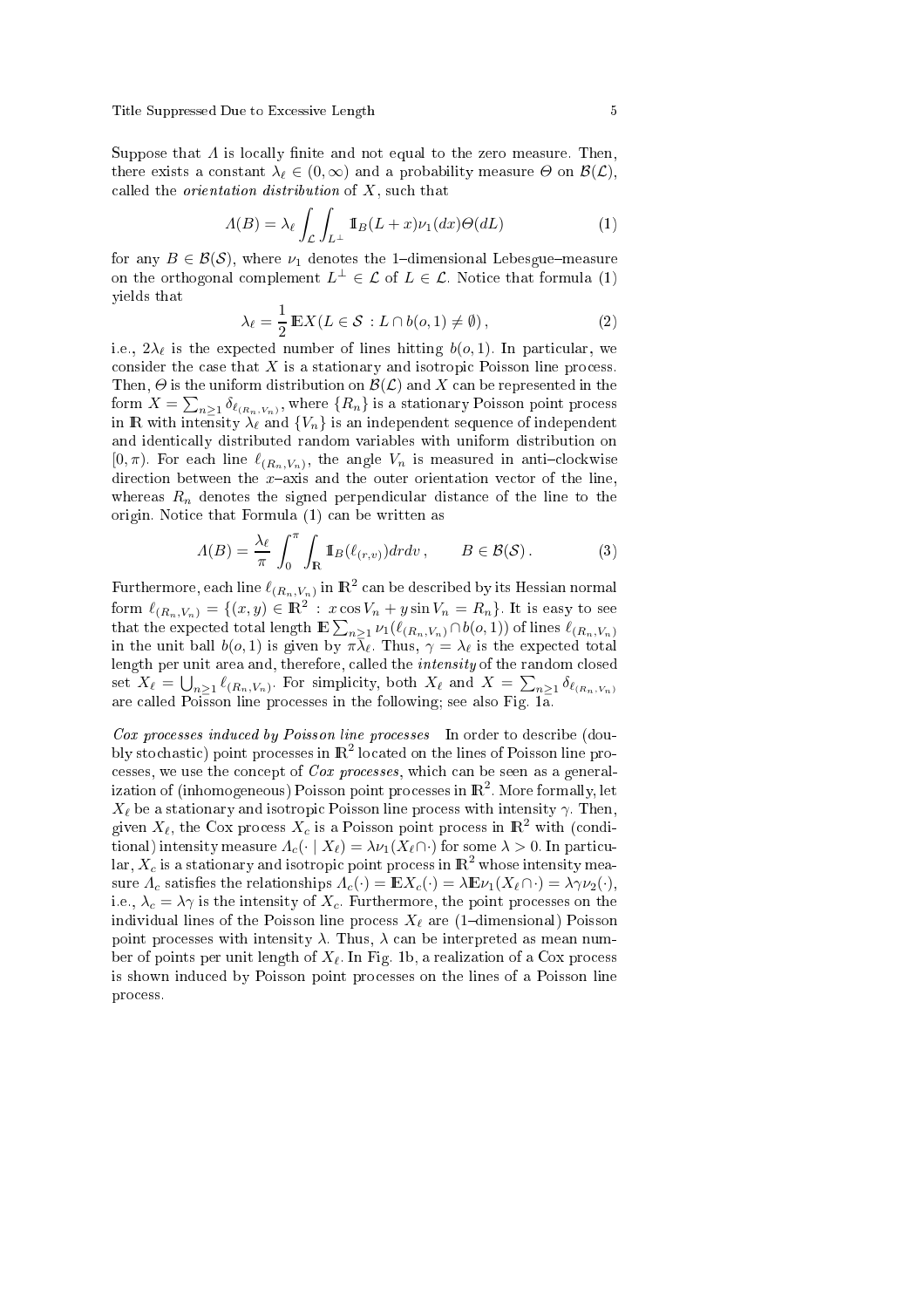Suppose that $\Lambda$ is locally finite and not equal to the zero measure. Then, there exists a constant $\lambda_\ell \in (0, \infty)$ and a probability measure $\Theta$ on $\mathcal{B}(\mathcal{L})$, called the *orientation distribution* of $X$, such that

$$\Lambda(B) = \lambda_\ell \int_{\mathcal{L}} \int_{L^\perp} 1\!\!1_B(L + x)\nu_1(dx)\Theta(dL) \tag{1}$$

for any $B \in \mathcal{B}(\mathcal{S})$, where $\nu_1$ denotes the 1–dimensional Lebesgue–measure on the orthogonal complement $L^\perp \in \mathcal{L}$ of $L \in \mathcal{L}$. Notice that formula (1) yields that

$$\lambda_\ell = \frac{1}{2}\, \mathbb{E}X(L \in \mathcal{S} : L \cap b(o, 1) \neq \emptyset)\,, \tag{2}$$

i.e., $2\lambda_\ell$ is the expected number of lines hitting $b(o, 1)$. In particular, we consider the case that $X$ is a stationary and isotropic Poisson line process. Then, $\Theta$ is the uniform distribution on $\mathcal{B}(\mathcal{L})$ and $X$ can be represented in the form $X = \sum_{n \geq 1} \delta_{\ell_{(R_n, V_n)}}$, where $\{R_n\}$ is a stationary Poisson point process in $\mathbb{R}$ with intensity $\lambda_\ell$ and $\{V_n\}$ is an independent sequence of independent and identically distributed random variables with uniform distribution on $[0, \pi)$. For each line $\ell_{(R_n, V_n)}$, the angle $V_n$ is measured in anti–clockwise direction between the $x$–axis and the outer orientation vector of the line, whereas $R_n$ denotes the signed perpendicular distance of the line to the origin. Notice that Formula (1) can be written as

$$\Lambda(B) = \frac{\lambda_\ell}{\pi} \int_0^\pi \int_{\mathbb{R}} 1\!\!1_B(\ell_{(r,v)})dr dv\,, \qquad B \in \mathcal{B}(\mathcal{S})\,. \tag{3}$$

Furthermore, each line $\ell_{(R_n, V_n)}$ in $\mathbb{R}^2$ can be described by its Hessian normal form $\ell_{(R_n, V_n)} = \{(x, y) \in \mathbb{R}^2 : x \cos V_n + y \sin V_n = R_n\}$. It is easy to see that the expected total length $\mathbb{E} \sum_{n \geq 1} \nu_1(\ell_{(R_n, V_n)} \cap b(o, 1))$ of lines $\ell_{(R_n, V_n)}$ in the unit ball $b(o, 1)$ is given by $\pi\lambda_\ell$. Thus, $\gamma = \lambda_\ell$ is the expected total length per unit area and, therefore, called the *intensity* of the random closed set $X_\ell = \bigcup_{n \geq 1} \ell_{(R_n, V_n)}$. For simplicity, both $X_\ell$ and $X = \sum_{n \geq 1} \delta_{\ell_{(R_n, V_n)}}$ are called Poisson line processes in the following; see also Fig. 1a.

*Cox processes induced by Poisson line processes* In order to describe (doubly stochastic) point processes in $\mathbb{R}^2$ located on the lines of Poisson line processes, we use the concept of *Cox processes*, which can be seen as a generalization of (inhomogeneous) Poisson point processes in $\mathbb{R}^2$. More formally, let $X_\ell$ be a stationary and isotropic Poisson line process with intensity $\gamma$. Then, given $X_\ell$, the Cox process $X_c$ is a Poisson point process in $\mathbb{R}^2$ with (conditional) intensity measure $\Lambda_c(\cdot \mid X_\ell) = \lambda\nu_1(X_\ell \cap \cdot)$ for some $\lambda > 0$. In particular, $X_c$ is a stationary and isotropic point process in $\mathbb{R}^2$ whose intensity measure $\Lambda_c$ satisfies the relationships $\Lambda_c(\cdot) = \mathbb{E}X_c(\cdot) = \lambda\mathbb{E}\nu_1(X_\ell \cap \cdot) = \lambda\gamma\nu_2(\cdot)$, i.e., $\lambda_c = \lambda\gamma$ is the intensity of $X_c$. Furthermore, the point processes on the individual lines of the Poisson line process $X_\ell$ are (1–dimensional) Poisson point processes with intensity $\lambda$. Thus, $\lambda$ can be interpreted as mean number of points per unit length of $X_\ell$. In Fig. 1b, a realization of a Cox process is shown induced by Poisson point processes on the lines of a Poisson line process.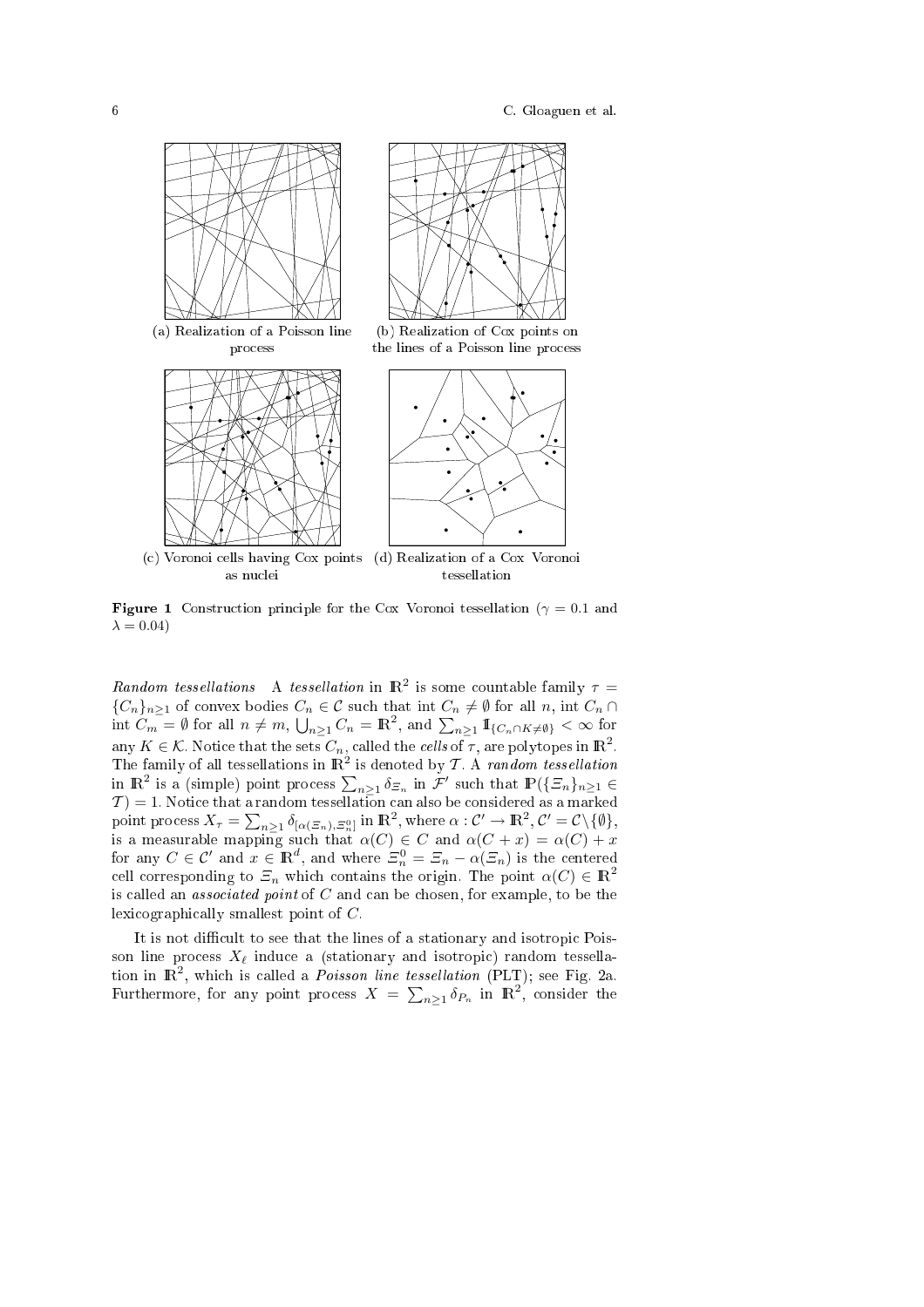(a) Realization of a Poisson line process

(b) Realization of Cox points on the lines of a Poisson line process

(c) Voronoi cells having Cox points as nuclei

(d) Realization of a Cox Voronoi tessellation

**Figure 1** Construction principle for the Cox Voronoi tessellation ($\gamma = 0.1$ and $\lambda = 0.04$)

*Random tessellations* A *tessellation* in $\mathbb{R}^2$ is some countable family $\tau = \{C_n\}_{n\geq 1}$ of convex bodies $C_n \in \mathcal{C}$ such that $\operatorname{int} C_n \neq \emptyset$ for all $n$, $\operatorname{int} C_n \cap \operatorname{int} C_m = \emptyset$ for all $n \neq m$, $\bigcup_{n\geq 1} C_n = \mathbb{R}^2$, and $\sum_{n\geq 1} \mathbb{1}_{\{C_n \cap K \neq \emptyset\}} < \infty$ for any $K \in \mathcal{K}$. Notice that the sets $C_n$, called the *cells* of $\tau$, are polytopes in $\mathbb{R}^2$. The family of all tessellations in $\mathbb{R}^2$ is denoted by $\mathcal{T}$. A *random tessellation* in $\mathbb{R}^2$ is a (simple) point process $\sum_{n\geq 1} \delta_{\Xi_n}$ in $\mathcal{F}'$ such that $\mathbb{P}(\{\Xi_n\}_{n\geq 1} \in \mathcal{T}) = 1$. Notice that a random tessellation can also be considered as a marked point process $X_\tau = \sum_{n\geq 1} \delta_{[\alpha(\Xi_n), \Xi_n^0]}$ in $\mathbb{R}^2$, where $\alpha : \mathcal{C}' \to \mathbb{R}^2$, $\mathcal{C}' = \mathcal{C}\setminus\{\emptyset\}$, is a measurable mapping such that $\alpha(C) \in C$ and $\alpha(C + x) = \alpha(C) + x$ for any $C \in \mathcal{C}'$ and $x \in \mathbb{R}^d$, and where $\Xi_n^0 = \Xi_n - \alpha(\Xi_n)$ is the centered cell corresponding to $\Xi_n$ which contains the origin. The point $\alpha(C) \in \mathbb{R}^2$ is called an *associated point* of $C$ and can be chosen, for example, to be the lexicographically smallest point of $C$.

It is not difficult to see that the lines of a stationary and isotropic Poisson line process $X_\ell$ induce a (stationary and isotropic) random tessellation in $\mathbb{R}^2$, which is called a *Poisson line tessellation* (PLT); see Fig. 2a. Furthermore, for any point process $X = \sum_{n\geq 1} \delta_{P_n}$ in $\mathbb{R}^2$, consider the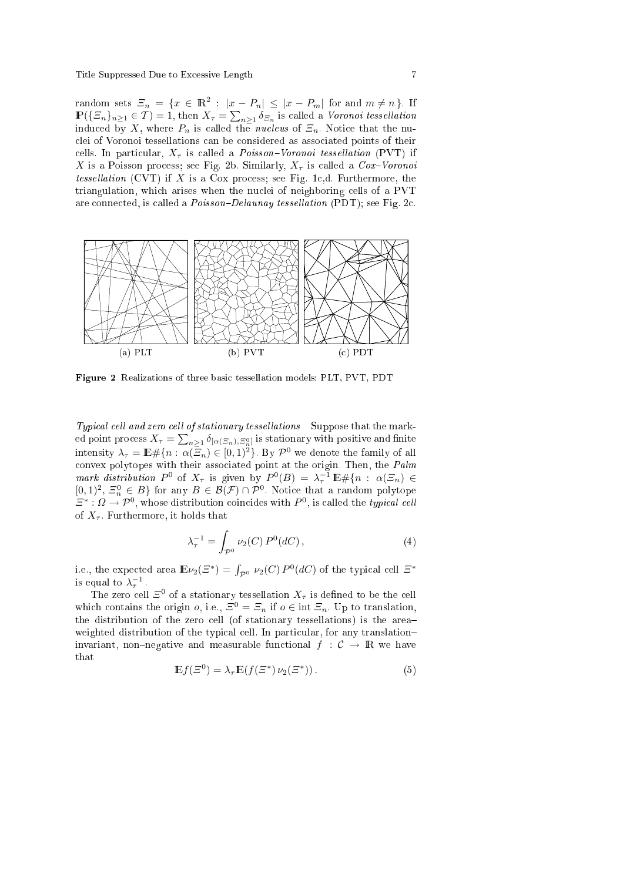random sets $\Xi_n = \{x \in \mathbb{R}^2 : |x - P_n| \leq |x - P_m| \text{ for and } m \neq n\}$. If $\mathbb{P}(\{\Xi_n\}_{n\geq 1} \in \mathcal{T}) = 1$, then $X_\tau = \sum_{n\geq 1} \delta_{\Xi_n}$ is called a *Voronoi tessellation* induced by $X$, where $P_n$ is called the *nucleus* of $\Xi_n$. Notice that the nuclei of Voronoi tessellations can be considered as associated points of their cells. In particular, $X_\tau$ is called a *Poisson–Voronoi tessellation* (PVT) if $X$ is a Poisson process; see Fig. 2b. Similarly, $X_\tau$ is called a *Cox–Voronoi tessellation* (CVT) if $X$ is a Cox process; see Fig. 1c,d. Furthermore, the triangulation, which arises when the nuclei of neighboring cells of a PVT are connected, is called a *Poisson–Delaunay tessellation* (PDT); see Fig. 2c.

(a) PLT (b) PVT (c) PDT

**Figure 2** Realizations of three basic tessellation models: PLT, PVT, PDT

*Typical cell and zero cell of stationary tessellations* Suppose that the marked point process $X_\tau = \sum_{n\geq 1} \delta_{[\alpha(\Xi_n), \Xi_n^0]}$ is stationary with positive and finite intensity $\lambda_\tau = \mathbb{E}\#\{n : \alpha(\Xi_n) \in [0,1)^2\}$. By $\mathcal{P}^0$ we denote the family of all convex polytopes with their associated point at the origin. Then, the *Palm mark distribution* $P^0$ of $X_\tau$ is given by $P^0(B) = \lambda_\tau^{-1} \mathbb{E}\#\{n : \alpha(\Xi_n) \in [0,1)^2,\ \Xi_n^0 \in B\}$ for any $B \in \mathcal{B}(\mathcal{F}) \cap \mathcal{P}^0$. Notice that a random polytope $\Xi^* : \Omega \to \mathcal{P}^0$, whose distribution coincides with $P^0$, is called the *typical cell* of $X_\tau$. Furthermore, it holds that

$$\lambda_\tau^{-1} = \int_{\mathcal{P}^0} \nu_2(C)\, P^0(dC)\,, \tag{4}$$

i.e., the expected area $\mathbb{E}\nu_2(\Xi^*) = \int_{\mathcal{P}^0} \nu_2(C)\, P^0(dC)$ of the typical cell $\Xi^*$ is equal to $\lambda_\tau^{-1}$.

The zero cell $\Xi^0$ of a stationary tessellation $X_\tau$ is defined to be the cell which contains the origin $o$, i.e., $\Xi^0 = \Xi_n$ if $o \in \operatorname{int} \Xi_n$. Up to translation, the distribution of the zero cell (of stationary tessellations) is the area–weighted distribution of the typical cell. In particular, for any translation–invariant, non–negative and measurable functional $f : \mathcal{C} \to \mathbb{R}$ we have that

$$\mathbb{E}f(\Xi^0) = \lambda_\tau \mathbb{E}(f(\Xi^*)\, \nu_2(\Xi^*))\,. \tag{5}$$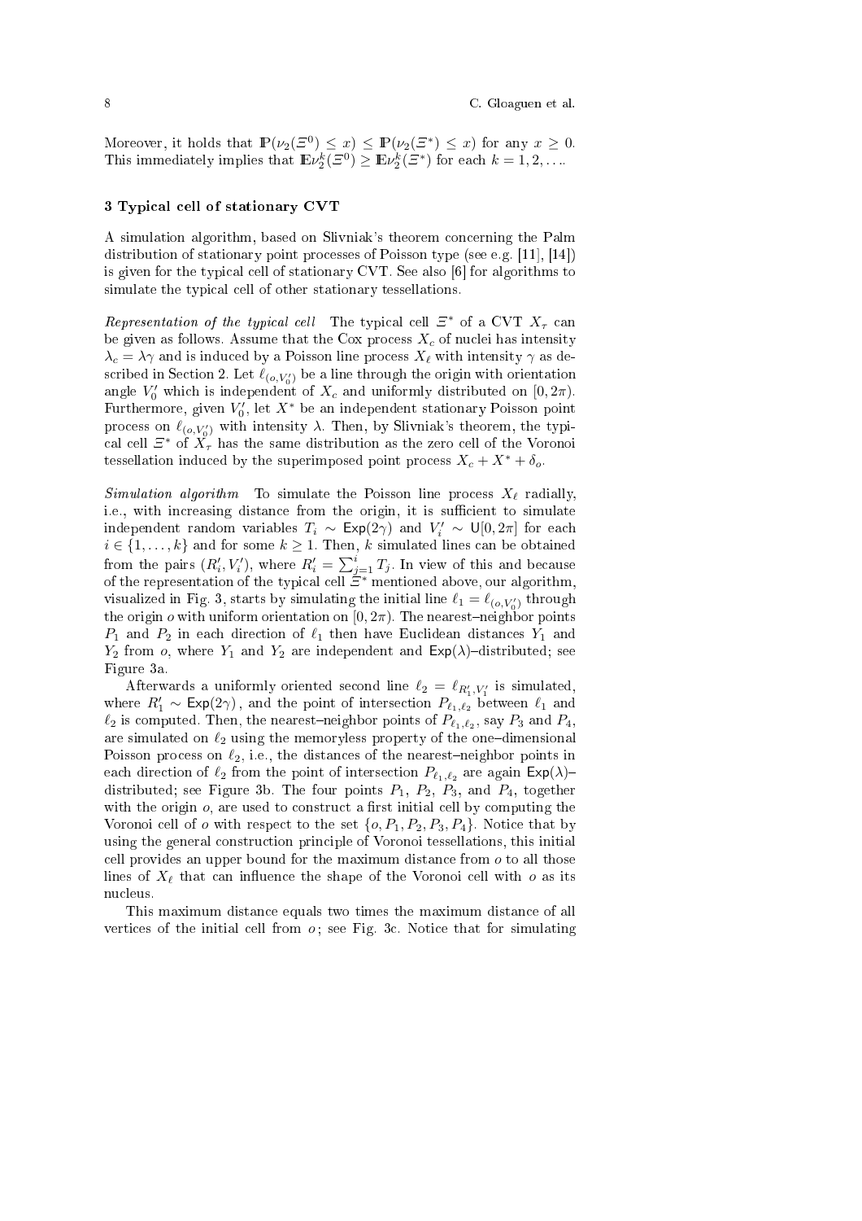Moreover, it holds that $\mathbb{P}(\nu_2(\Xi^0) \leq x) \leq \mathbb{P}(\nu_2(\Xi^*) \leq x)$ for any $x \geq 0$. This immediately implies that $\mathbb{E}\nu_2^k(\Xi^0) \geq \mathbb{E}\nu_2^k(\Xi^*)$ for each $k = 1, 2, \ldots$.

## 3 Typical cell of stationary CVT

A simulation algorithm, based on Slivniak's theorem concerning the Palm distribution of stationary point processes of Poisson type (see e.g. [11], [14]) is given for the typical cell of stationary CVT. See also [6] for algorithms to simulate the typical cell of other stationary tessellations.

*Representation of the typical cell* The typical cell $\Xi^*$ of a CVT $X_\tau$ can be given as follows. Assume that the Cox process $X_c$ of nuclei has intensity $\lambda_c = \lambda\gamma$ and is induced by a Poisson line process $X_\ell$ with intensity $\gamma$ as described in Section 2. Let $\ell_{(o,V_0')}$ be a line through the origin with orientation angle $V_0'$ which is independent of $X_c$ and uniformly distributed on $[0, 2\pi)$. Furthermore, given $V_0'$, let $X^*$ be an independent stationary Poisson point process on $\ell_{(o,V_0')}$ with intensity $\lambda$. Then, by Slivniak's theorem, the typical cell $\Xi^*$ of $X_\tau$ has the same distribution as the zero cell of the Voronoi tessellation induced by the superimposed point process $X_c + X^* + \delta_o$.

*Simulation algorithm* To simulate the Poisson line process $X_\ell$ radially, i.e., with increasing distance from the origin, it is sufficient to simulate independent random variables $T_i \sim \mathsf{Exp}(2\gamma)$ and $V_i' \sim \mathsf{U}[0, 2\pi]$ for each $i \in \{1, \ldots, k\}$ and for some $k \geq 1$. Then, $k$ simulated lines can be obtained from the pairs $(R_i', V_i')$, where $R_i' = \sum_{j=1}^{i} T_j$. In view of this and because of the representation of the typical cell $\Xi^*$ mentioned above, our algorithm, visualized in Fig. 3, starts by simulating the initial line $\ell_1 = \ell_{(o,V_0')}$ through the origin $o$ with uniform orientation on $[0, 2\pi)$. The nearest–neighbor points $P_1$ and $P_2$ in each direction of $\ell_1$ then have Euclidean distances $Y_1$ and $Y_2$ from $o$, where $Y_1$ and $Y_2$ are independent and $\mathsf{Exp}(\lambda)$–distributed; see Figure 3a.

Afterwards a uniformly oriented second line $\ell_2 = \ell_{R_1', V_1'}$ is simulated, where $R_1' \sim \mathsf{Exp}(2\gamma)$, and the point of intersection $P_{\ell_1,\ell_2}$ between $\ell_1$ and $\ell_2$ is computed. Then, the nearest–neighbor points of $P_{\ell_1,\ell_2}$, say $P_3$ and $P_4$, are simulated on $\ell_2$ using the memoryless property of the one–dimensional Poisson process on $\ell_2$, i.e., the distances of the nearest–neighbor points in each direction of $\ell_2$ from the point of intersection $P_{\ell_1,\ell_2}$ are again $\mathsf{Exp}(\lambda)$–distributed; see Figure 3b. The four points $P_1$, $P_2$, $P_3$, and $P_4$, together with the origin $o$, are used to construct a first initial cell by computing the Voronoi cell of $o$ with respect to the set $\{o, P_1, P_2, P_3, P_4\}$. Notice that by using the general construction principle of Voronoi tessellations, this initial cell provides an upper bound for the maximum distance from $o$ to all those lines of $X_\ell$ that can influence the shape of the Voronoi cell with $o$ as its nucleus.

This maximum distance equals two times the maximum distance of all vertices of the initial cell from $o$; see Fig. 3c. Notice that for simulating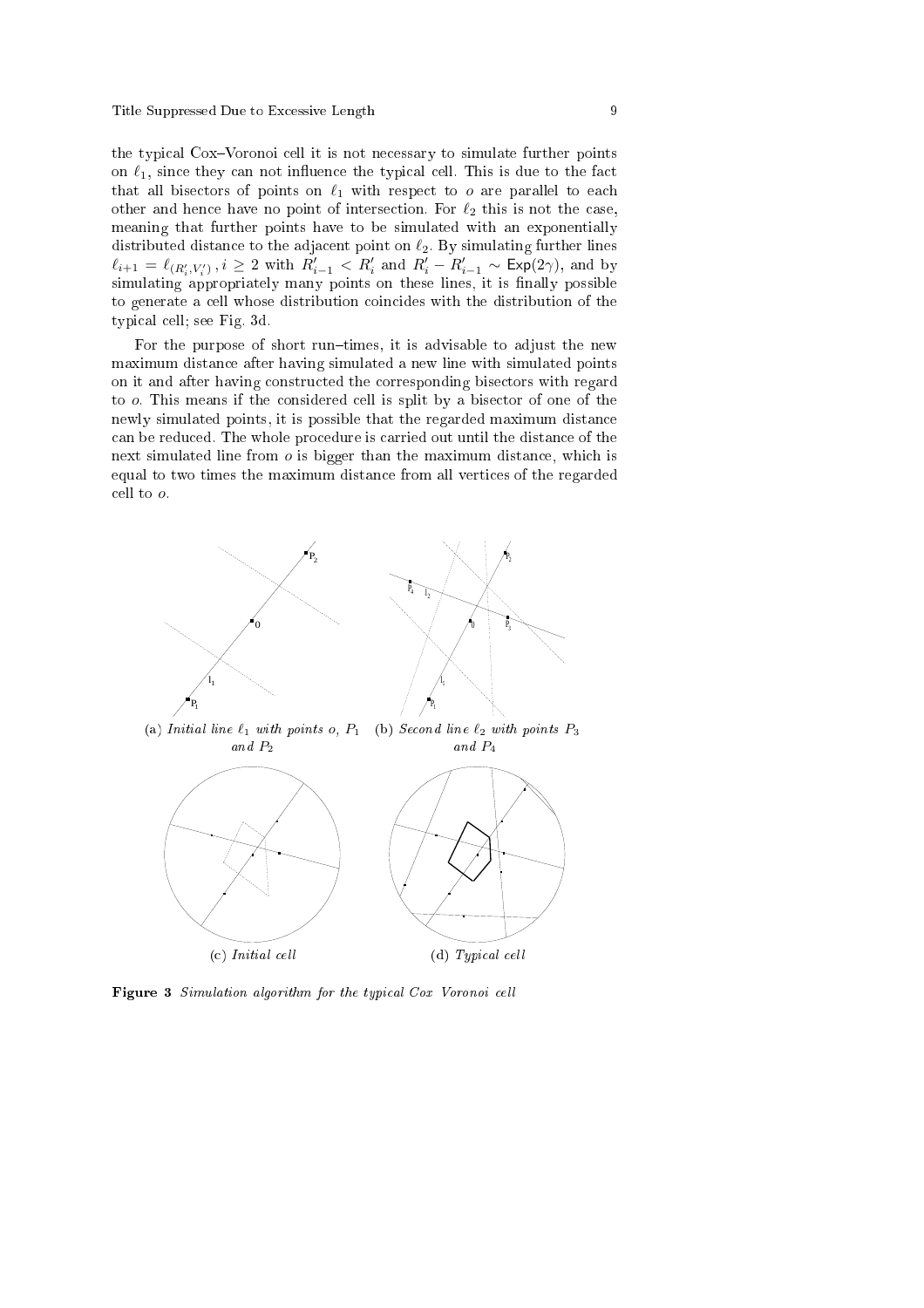the typical Cox–Voronoi cell it is not necessary to simulate further points on $\ell_1$, since they can not influence the typical cell. This is due to the fact that all bisectors of points on $\ell_1$ with respect to $o$ are parallel to each other and hence have no point of intersection. For $\ell_2$ this is not the case, meaning that further points have to be simulated with an exponentially distributed distance to the adjacent point on $\ell_2$. By simulating further lines $\ell_{i+1} = \ell_{(R'_i, V'_i)}, i \geq 2$ with $R'_{i-1} < R'_i$ and $R'_i - R'_{i-1} \sim \mathsf{Exp}(2\gamma)$, and by simulating appropriately many points on these lines, it is finally possible to generate a cell whose distribution coincides with the distribution of the typical cell; see Fig. 3d.

For the purpose of short run–times, it is advisable to adjust the new maximum distance after having simulated a new line with simulated points on it and after having constructed the corresponding bisectors with regard to $o$. This means if the considered cell is split by a bisector of one of the newly simulated points, it is possible that the regarded maximum distance can be reduced. The whole procedure is carried out until the distance of the next simulated line from $o$ is bigger than the maximum distance, which is equal to two times the maximum distance from all vertices of the regarded cell to $o$.

(a) *Initial line $\ell_1$ with points $o$, $P_1$ and $P_2$*

(b) *Second line $\ell_2$ with points $P_3$ and $P_4$*

(c) *Initial cell*

(d) *Typical cell*

**Figure 3** *Simulation algorithm for the typical Cox Voronoi cell*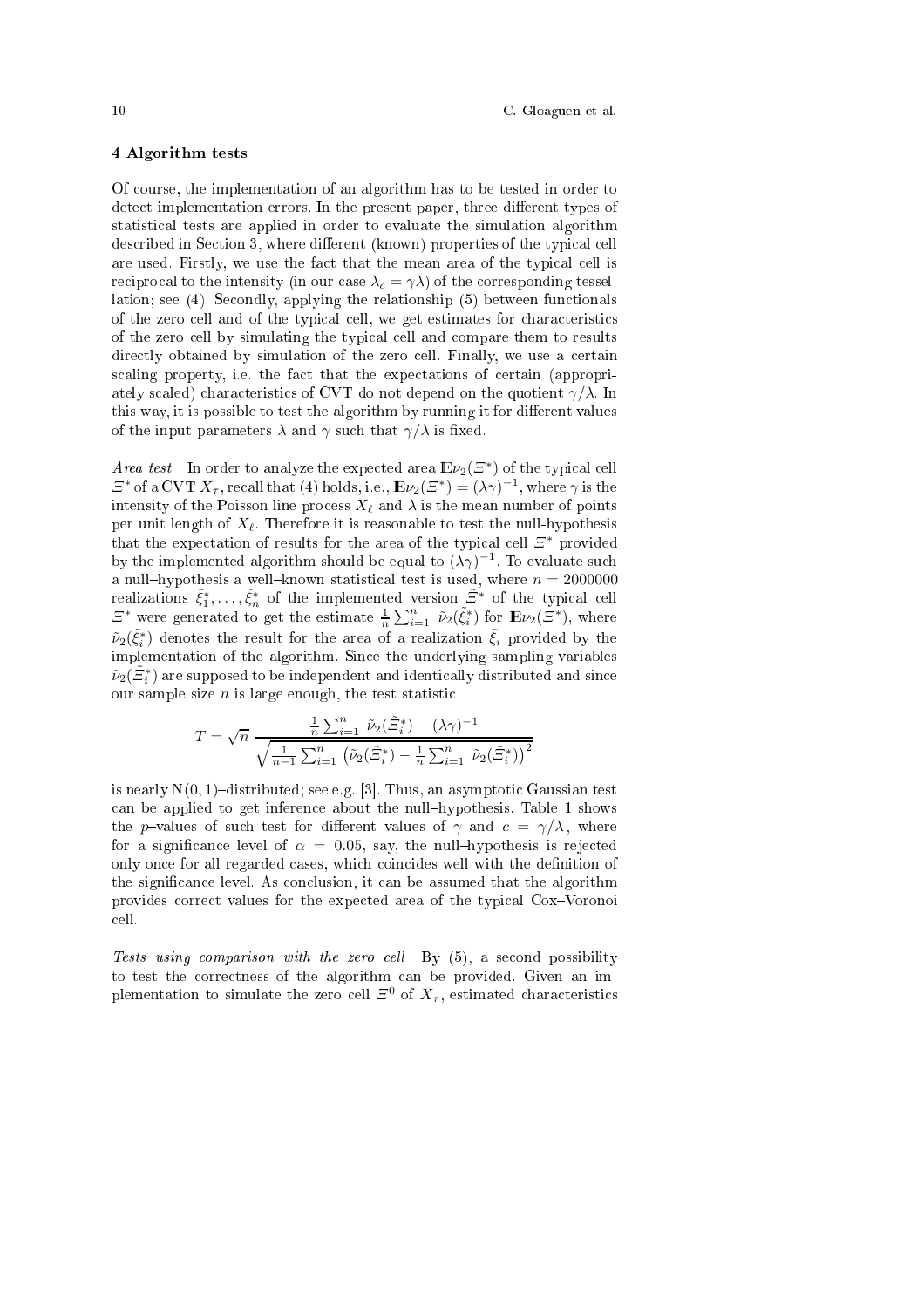## 4 Algorithm tests

Of course, the implementation of an algorithm has to be tested in order to detect implementation errors. In the present paper, three different types of statistical tests are applied in order to evaluate the simulation algorithm described in Section 3, where different (known) properties of the typical cell are used. Firstly, we use the fact that the mean area of the typical cell is reciprocal to the intensity (in our case $\lambda_c = \gamma\lambda$) of the corresponding tessellation; see (4). Secondly, applying the relationship (5) between functionals of the zero cell and of the typical cell, we get estimates for characteristics of the zero cell by simulating the typical cell and compare them to results directly obtained by simulation of the zero cell. Finally, we use a certain scaling property, i.e. the fact that the expectations of certain (appropriately scaled) characteristics of CVT do not depend on the quotient $\gamma/\lambda$. In this way, it is possible to test the algorithm by running it for different values of the input parameters $\lambda$ and $\gamma$ such that $\gamma/\lambda$ is fixed.

*Area test* In order to analyze the expected area $\mathbb{E}\nu_2(\Xi^*)$ of the typical cell $\Xi^*$ of a CVT $X_\tau$, recall that (4) holds, i.e., $\mathbb{E}\nu_2(\Xi^*) = (\lambda\gamma)^{-1}$, where $\gamma$ is the intensity of the Poisson line process $X_\ell$ and $\lambda$ is the mean number of points per unit length of $X_\ell$. Therefore it is reasonable to test the null-hypothesis that the expectation of results for the area of the typical cell $\Xi^*$ provided by the implemented algorithm should be equal to $(\lambda\gamma)^{-1}$. To evaluate such a null–hypothesis a well–known statistical test is used, where $n = 2000000$ realizations $\tilde{\xi}_1^*, \ldots, \tilde{\xi}_n^*$ of the implemented version $\tilde{\Xi}^*$ of the typical cell $\Xi^*$ were generated to get the estimate $\frac{1}{n}\sum_{i=1}^n \tilde{\nu}_2(\tilde{\xi}_i^*)$ for $\mathbb{E}\nu_2(\Xi^*)$, where $\tilde{\nu}_2(\tilde{\xi}_i^*)$ denotes the result for the area of a realization $\tilde{\xi}_i$ provided by the implementation of the algorithm. Since the underlying sampling variables $\tilde{\nu}_2(\tilde{\Xi}_i^*)$ are supposed to be independent and identically distributed and since our sample size $n$ is large enough, the test statistic

$$T = \sqrt{n}\, \frac{\frac{1}{n}\sum_{i=1}^n \tilde{\nu}_2(\tilde{\Xi}_i^*) - (\lambda\gamma)^{-1}}{\sqrt{\frac{1}{n-1}\sum_{i=1}^n \left(\tilde{\nu}_2(\tilde{\Xi}_i^*) - \frac{1}{n}\sum_{i=1}^n \tilde{\nu}_2(\tilde{\Xi}_i^*)\right)^2}}$$

is nearly $\mathrm{N}(0,1)$–distributed; see e.g. [3]. Thus, an asymptotic Gaussian test can be applied to get inference about the null–hypothesis. Table 1 shows the $p$–values of such test for different values of $\gamma$ and $c = \gamma/\lambda$, where for a significance level of $\alpha = 0.05$, say, the null–hypothesis is rejected only once for all regarded cases, which coincides well with the definition of the significance level. As conclusion, it can be assumed that the algorithm provides correct values for the expected area of the typical Cox–Voronoi cell.

*Tests using comparison with the zero cell* By (5), a second possibility to test the correctness of the algorithm can be provided. Given an implementation to simulate the zero cell $\Xi^0$ of $X_\tau$, estimated characteristics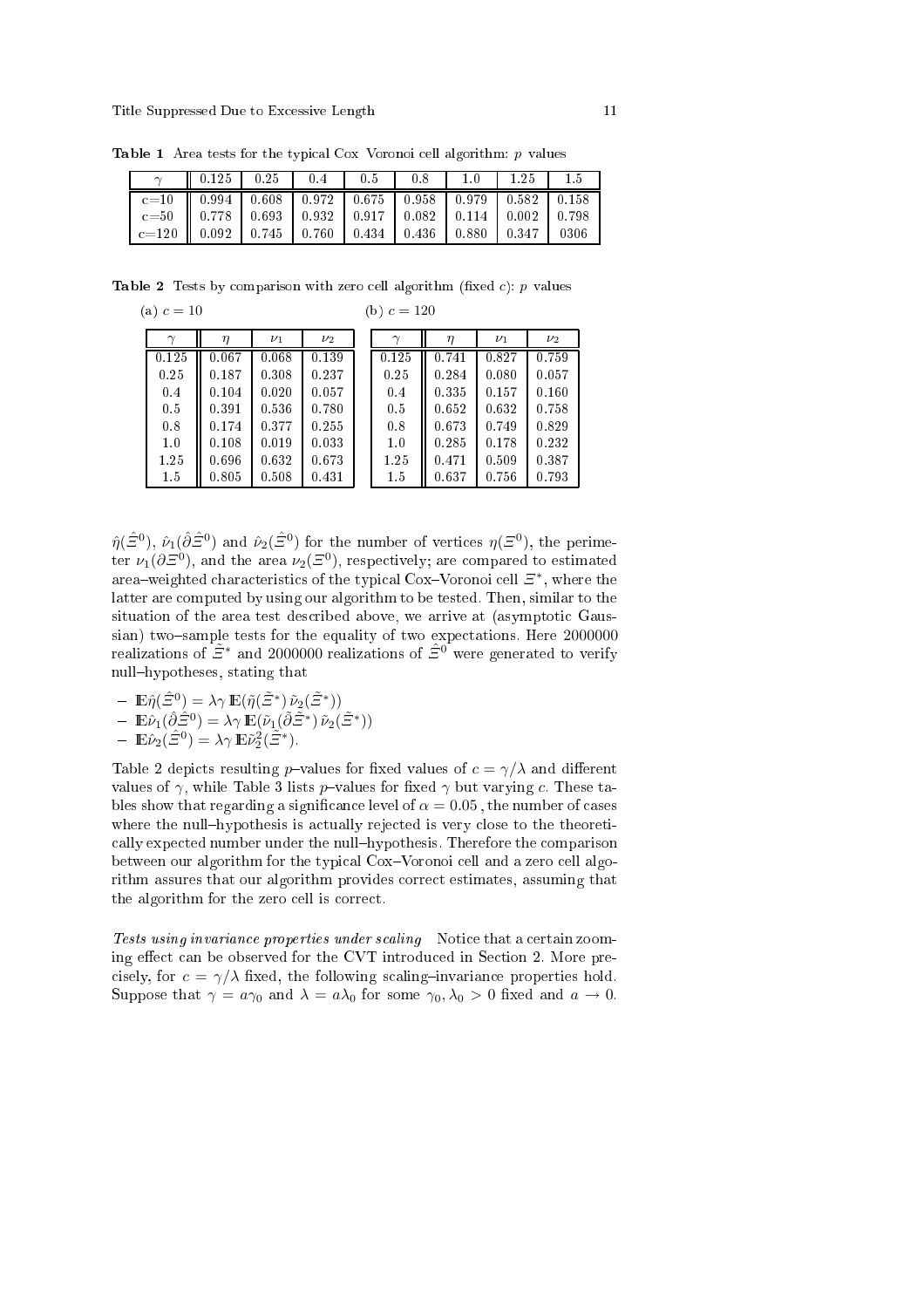**Table 1** Area tests for the typical Cox Voronoi cell algorithm: $p$ values

| $\gamma$ | 0.125 | 0.25 | 0.4 | 0.5 | 0.8 | 1.0 | 1.25 | 1.5 |
|---|---|---|---|---|---|---|---|---|
| c=10 | 0.994 | 0.608 | 0.972 | 0.675 | 0.958 | 0.979 | 0.582 | 0.158 |
| c=50 | 0.778 | 0.693 | 0.932 | 0.917 | 0.082 | 0.114 | 0.002 | 0.798 |
| c=120 | 0.092 | 0.745 | 0.760 | 0.434 | 0.436 | 0.880 | 0.347 | 0306 |

**Table 2** Tests by comparison with zero cell algorithm (fixed $c$): $p$ values

(a) $c = 10$

| $\gamma$ | $\eta$ | $\nu_1$ | $\nu_2$ |
|---|---|---|---|
| 0.125 | 0.067 | 0.068 | 0.139 |
| 0.25 | 0.187 | 0.308 | 0.237 |
| 0.4 | 0.104 | 0.020 | 0.057 |
| 0.5 | 0.391 | 0.536 | 0.780 |
| 0.8 | 0.174 | 0.377 | 0.255 |
| 1.0 | 0.108 | 0.019 | 0.033 |
| 1.25 | 0.696 | 0.632 | 0.673 |
| 1.5 | 0.805 | 0.508 | 0.431 |

(b) $c = 120$

| $\gamma$ | $\eta$ | $\nu_1$ | $\nu_2$ |
|---|---|---|---|
| 0.125 | 0.741 | 0.827 | 0.759 |
| 0.25 | 0.284 | 0.080 | 0.057 |
| 0.4 | 0.335 | 0.157 | 0.160 |
| 0.5 | 0.652 | 0.632 | 0.758 |
| 0.8 | 0.673 | 0.749 | 0.829 |
| 1.0 | 0.285 | 0.178 | 0.232 |
| 1.25 | 0.471 | 0.509 | 0.387 |
| 1.5 | 0.637 | 0.756 | 0.793 |

$\hat{\eta}(\hat{\Xi}^0)$, $\hat{\nu}_1(\partial\hat{\Xi}^0)$ and $\hat{\nu}_2(\hat{\Xi}^0)$ for the number of vertices $\eta(\Xi^0)$, the perimeter $\nu_1(\partial\Xi^0)$, and the area $\nu_2(\Xi^0)$, respectively; are compared to estimated area–weighted characteristics of the typical Cox–Voronoi cell $\Xi^*$, where the latter are computed by using our algorithm to be tested. Then, similar to the situation of the area test described above, we arrive at (asymptotic Gaussian) two–sample tests for the equality of two expectations. Here 2000000 realizations of $\tilde{\Xi}^*$ and 2000000 realizations of $\hat{\Xi}^0$ were generated to verify null–hypotheses, stating that

- $\mathbb{E}\hat{\eta}(\hat{\Xi}^0) = \lambda\gamma\,\mathbb{E}(\tilde{\eta}(\tilde{\Xi}^*)\,\tilde{\nu}_2(\tilde{\Xi}^*))$
- $\mathbb{E}\hat{\nu}_1(\partial\hat{\Xi}^0) = \lambda\gamma\,\mathbb{E}(\tilde{\nu}_1(\partial\tilde{\Xi}^*)\,\tilde{\nu}_2(\tilde{\Xi}^*))$
- $\mathbb{E}\hat{\nu}_2(\hat{\Xi}^0) = \lambda\gamma\,\mathbb{E}\tilde{\nu}_2^2(\tilde{\Xi}^*)$.

Table 2 depicts resulting $p$–values for fixed values of $c = \gamma/\lambda$ and different values of $\gamma$, while Table 3 lists $p$–values for fixed $\gamma$ but varying $c$. These tables show that regarding a significance level of $\alpha = 0.05$, the number of cases where the null–hypothesis is actually rejected is very close to the theoretically expected number under the null–hypothesis. Therefore the comparison between our algorithm for the typical Cox–Voronoi cell and a zero cell algorithm assures that our algorithm provides correct estimates, assuming that the algorithm for the zero cell is correct.

*Tests using invariance properties under scaling* Notice that a certain zooming effect can be observed for the CVT introduced in Section 2. More precisely, for $c = \gamma/\lambda$ fixed, the following scaling–invariance properties hold. Suppose that $\gamma = a\gamma_0$ and $\lambda = a\lambda_0$ for some $\gamma_0, \lambda_0 > 0$ fixed and $a \to 0$.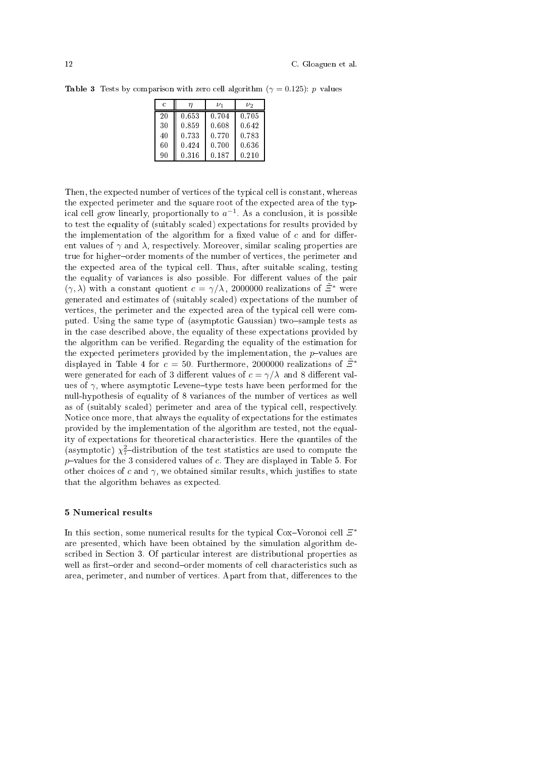**Table 3** Tests by comparison with zero cell algorithm ($\gamma = 0.125$): $p$ values

| c | $\eta$ | $\nu_1$ | $\nu_2$ |
|---|---|---|---|
| 20 | 0.653 | 0.704 | 0.705 |
| 30 | 0.859 | 0.608 | 0.642 |
| 40 | 0.733 | 0.770 | 0.783 |
| 60 | 0.424 | 0.700 | 0.636 |
| 90 | 0.316 | 0.187 | 0.210 |

Then, the expected number of vertices of the typical cell is constant, whereas the expected perimeter and the square root of the expected area of the typical cell grow linearly, proportionally to $a^{-1}$. As a conclusion, it is possible to test the equality of (suitably scaled) expectations for results provided by the implementation of the algorithm for a fixed value of $c$ and for different values of $\gamma$ and $\lambda$, respectively. Moreover, similar scaling properties are true for higher–order moments of the number of vertices, the perimeter and the expected area of the typical cell. Thus, after suitable scaling, testing the equality of variances is also possible. For different values of the pair $(\gamma, \lambda)$ with a constant quotient $c = \gamma/\lambda$, 2000000 realizations of $\tilde{\Xi}^*$ were generated and estimates of (suitably scaled) expectations of the number of vertices, the perimeter and the expected area of the typical cell were computed. Using the same type of (asymptotic Gaussian) two–sample tests as in the case described above, the equality of these expectations provided by the algorithm can be verified. Regarding the equality of the estimation for the expected perimeters provided by the implementation, the $p$–values are displayed in Table 4 for $c = 50$. Furthermore, 2000000 realizations of $\tilde{\Xi}^*$ were generated for each of 3 different values of $c = \gamma/\lambda$ and 8 different values of $\gamma$, where asymptotic Levene–type tests have been performed for the null-hypothesis of equality of 8 variances of the number of vertices as well as of (suitably scaled) perimeter and area of the typical cell, respectively. Notice once more, that always the equality of expectations for the estimates provided by the implementation of the algorithm are tested, not the equality of expectations for theoretical characteristics. Here the quantiles of the (asymptotic) $\chi^2_7$–distribution of the test statistics are used to compute the $p$–values for the 3 considered values of $c$. They are displayed in Table 5. For other choices of $c$ and $\gamma$, we obtained similar results, which justifies to state that the algorithm behaves as expected.

## 5 Numerical results

In this section, some numerical results for the typical Cox–Voronoi cell $\Xi^*$ are presented, which have been obtained by the simulation algorithm described in Section 3. Of particular interest are distributional properties as well as first–order and second–order moments of cell characteristics such as area, perimeter, and number of vertices. Apart from that, differences to the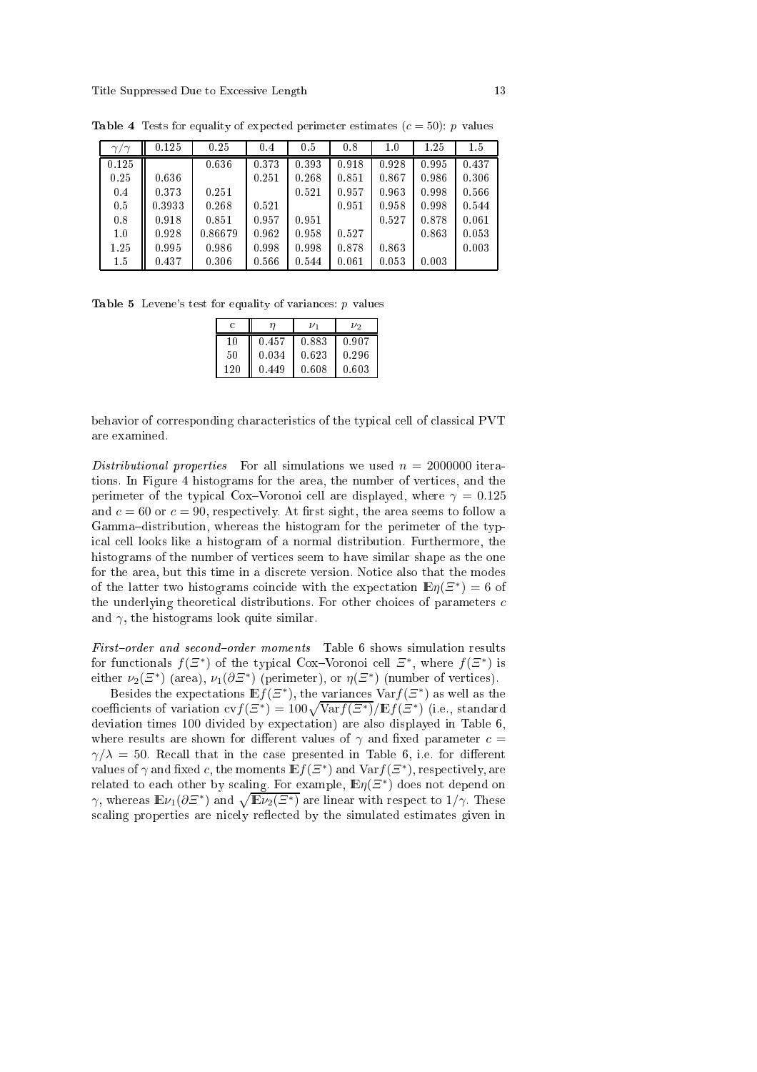**Table 4** Tests for equality of expected perimeter estimates ($c = 50$): $p$ values

| $\gamma/\gamma$ | 0.125 | 0.25 | 0.4 | 0.5 | 0.8 | 1.0 | 1.25 | 1.5 |
|---|---|---|---|---|---|---|---|---|
| 0.125 | | 0.636 | 0.373 | 0.393 | 0.918 | 0.928 | 0.995 | 0.437 |
| 0.25 | 0.636 | | 0.251 | 0.268 | 0.851 | 0.867 | 0.986 | 0.306 |
| 0.4 | 0.373 | 0.251 | | 0.521 | 0.957 | 0.963 | 0.998 | 0.566 |
| 0.5 | 0.3933 | 0.268 | 0.521 | | 0.951 | 0.958 | 0.998 | 0.544 |
| 0.8 | 0.918 | 0.851 | 0.957 | 0.951 | | 0.527 | 0.878 | 0.061 |
| 1.0 | 0.928 | 0.86679 | 0.962 | 0.958 | 0.527 | | 0.863 | 0.053 |
| 1.25 | 0.995 | 0.986 | 0.998 | 0.998 | 0.878 | 0.863 | | 0.003 |
| 1.5 | 0.437 | 0.306 | 0.566 | 0.544 | 0.061 | 0.053 | 0.003 | |

**Table 5** Levene's test for equality of variances: $p$ values

| c | $\eta$ | $\nu_1$ | $\nu_2$ |
|---|---|---|---|
| 10 | 0.457 | 0.883 | 0.907 |
| 50 | 0.034 | 0.623 | 0.296 |
| 120 | 0.449 | 0.608 | 0.603 |

behavior of corresponding characteristics of the typical cell of classical PVT are examined.

*Distributional properties* For all simulations we used $n = 2000000$ iterations. In Figure 4 histograms for the area, the number of vertices, and the perimeter of the typical Cox–Voronoi cell are displayed, where $\gamma = 0.125$ and $c = 60$ or $c = 90$, respectively. At first sight, the area seems to follow a Gamma–distribution, whereas the histogram for the perimeter of the typical cell looks like a histogram of a normal distribution. Furthermore, the histograms of the number of vertices seem to have similar shape as the one for the area, but this time in a discrete version. Notice also that the modes of the latter two histograms coincide with the expectation $\mathbb{E}\eta(\Xi^*) = 6$ of the underlying theoretical distributions. For other choices of parameters $c$ and $\gamma$, the histograms look quite similar.

*First–order and second–order moments* Table 6 shows simulation results for functionals $f(\Xi^*)$ of the typical Cox–Voronoi cell $\Xi^*$, where $f(\Xi^*)$ is either $\nu_2(\Xi^*)$ (area), $\nu_1(\partial\Xi^*)$ (perimeter), or $\eta(\Xi^*)$ (number of vertices).

Besides the expectations $\mathbb{E}f(\Xi^*)$, the variances $\mathrm{Var}f(\Xi^*)$ as well as the coefficients of variation $\mathrm{cv}f(\Xi^*) = 100\sqrt{\mathrm{Var}f(\Xi^*)}/\mathbb{E}f(\Xi^*)$ (i.e., standard deviation times 100 divided by expectation) are also displayed in Table 6, where results are shown for different values of $\gamma$ and fixed parameter $c = \gamma/\lambda = 50$. Recall that in the case presented in Table 6, i.e. for different values of $\gamma$ and fixed $c$, the moments $\mathbb{E}f(\Xi^*)$ and $\mathrm{Var}f(\Xi^*)$, respectively, are related to each other by scaling. For example, $\mathbb{E}\eta(\Xi^*)$ does not depend on $\gamma$, whereas $\mathbb{E}\nu_1(\partial\Xi^*)$ and $\sqrt{\mathbb{E}\nu_2(\Xi^*)}$ are linear with respect to $1/\gamma$. These scaling properties are nicely reflected by the simulated estimates given in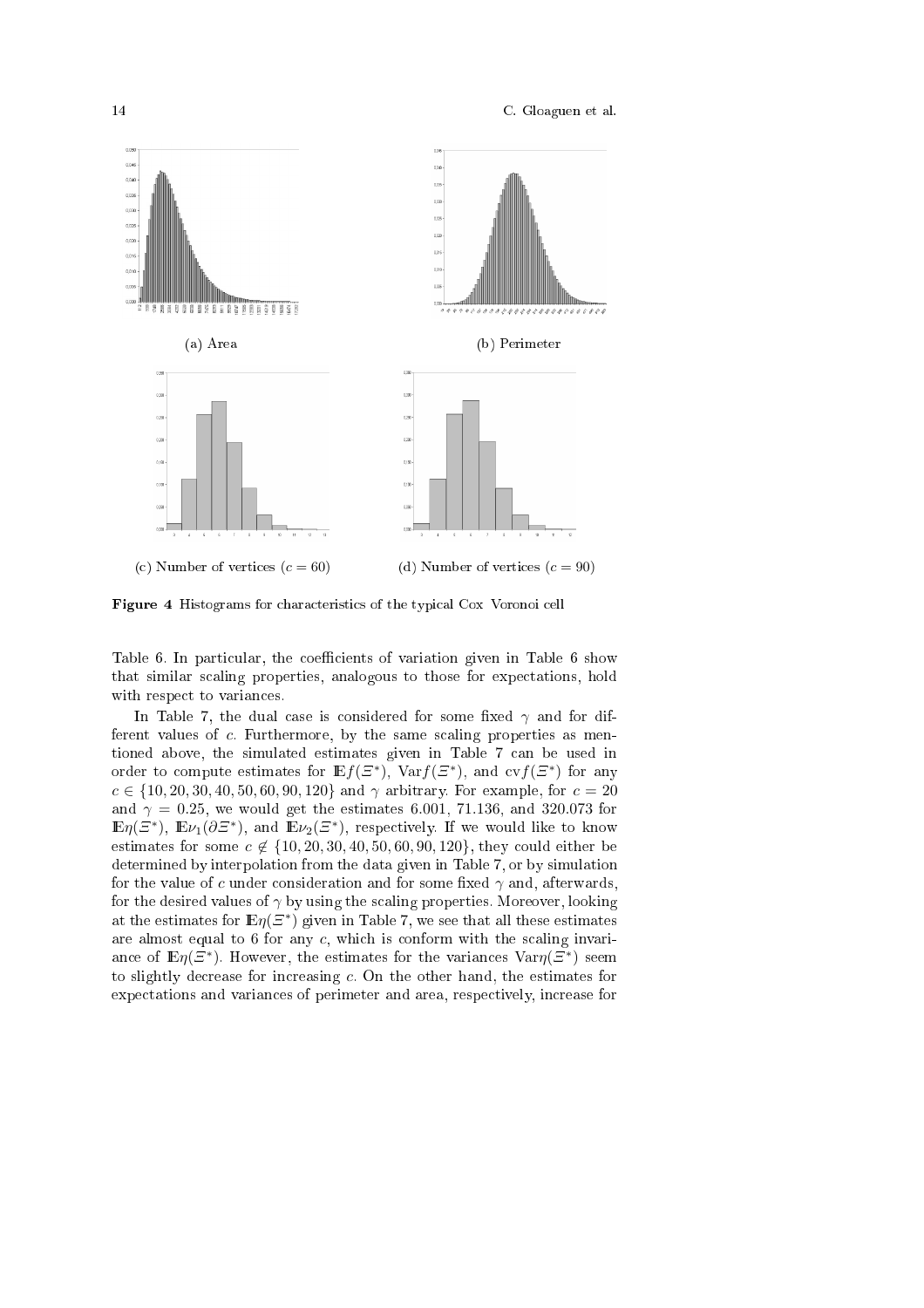(a) Area

(b) Perimeter

(c) Number of vertices ($c = 60$)

(d) Number of vertices ($c = 90$)

**Figure 4** Histograms for characteristics of the typical Cox Voronoi cell

Table 6. In particular, the coefficients of variation given in Table 6 show that similar scaling properties, analogous to those for expectations, hold with respect to variances.

In Table 7, the dual case is considered for some fixed $\gamma$ and for different values of $c$. Furthermore, by the same scaling properties as mentioned above, the simulated estimates given in Table 7 can be used in order to compute estimates for $\mathbb{E}f(\Xi^*)$, $\mathrm{Var}f(\Xi^*)$, and $\mathrm{cv}f(\Xi^*)$ for any $c \in \{10, 20, 30, 40, 50, 60, 90, 120\}$ and $\gamma$ arbitrary. For example, for $c = 20$ and $\gamma = 0.25$, we would get the estimates 6.001, 71.136, and 320.073 for $\mathbb{E}\eta(\Xi^*)$, $\mathbb{E}\nu_1(\partial\Xi^*)$, and $\mathbb{E}\nu_2(\Xi^*)$, respectively. If we would like to know estimates for some $c \notin \{10, 20, 30, 40, 50, 60, 90, 120\}$, they could either be determined by interpolation from the data given in Table 7, or by simulation for the value of $c$ under consideration and for some fixed $\gamma$ and, afterwards, for the desired values of $\gamma$ by using the scaling properties. Moreover, looking at the estimates for $\mathbb{E}\eta(\Xi^*)$ given in Table 7, we see that all these estimates are almost equal to 6 for any $c$, which is conform with the scaling invariance of $\mathbb{E}\eta(\Xi^*)$. However, the estimates for the variances $\mathrm{Var}\eta(\Xi^*)$ seem to slightly decrease for increasing $c$. On the other hand, the estimates for expectations and variances of perimeter and area, respectively, increase for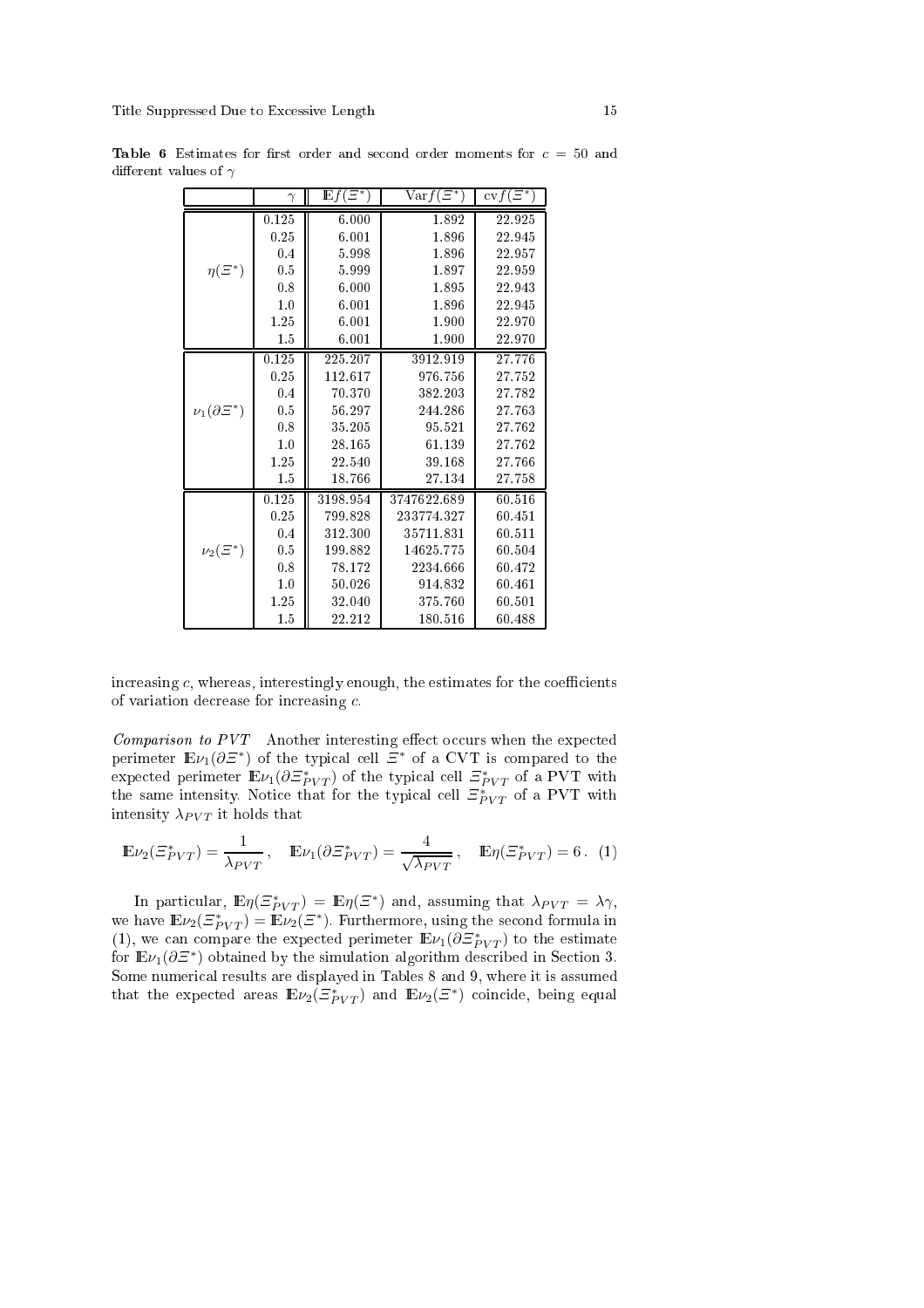**Table 6** Estimates for first order and second order moments for $c = 50$ and different values of $\gamma$

| | $\gamma$ | $\mathbb{E}f(\Xi^*)$ | $\mathrm{Var}f(\Xi^*)$ | $\mathrm{cv}f(\Xi^*)$ |
|---|---|---|---|---|
| $\eta(\Xi^*)$ | 0.125 | 6.000 | 1.892 | 22.925 |
| | 0.25 | 6.001 | 1.896 | 22.945 |
| | 0.4 | 5.998 | 1.896 | 22.957 |
| | 0.5 | 5.999 | 1.897 | 22.959 |
| | 0.8 | 6.000 | 1.895 | 22.943 |
| | 1.0 | 6.001 | 1.896 | 22.945 |
| | 1.25 | 6.001 | 1.900 | 22.970 |
| | 1.5 | 6.001 | 1.900 | 22.970 |
| $\nu_1(\partial\Xi^*)$ | 0.125 | 225.207 | 3912.919 | 27.776 |
| | 0.25 | 112.617 | 976.756 | 27.752 |
| | 0.4 | 70.370 | 382.203 | 27.782 |
| | 0.5 | 56.297 | 244.286 | 27.763 |
| | 0.8 | 35.205 | 95.521 | 27.762 |
| | 1.0 | 28.165 | 61.139 | 27.762 |
| | 1.25 | 22.540 | 39.168 | 27.766 |
| | 1.5 | 18.766 | 27.134 | 27.758 |
| $\nu_2(\Xi^*)$ | 0.125 | 3198.954 | 3747622.689 | 60.516 |
| | 0.25 | 799.828 | 233774.327 | 60.451 |
| | 0.4 | 312.300 | 35711.831 | 60.511 |
| | 0.5 | 199.882 | 14625.775 | 60.504 |
| | 0.8 | 78.172 | 2234.666 | 60.472 |
| | 1.0 | 50.026 | 914.832 | 60.461 |
| | 1.25 | 32.040 | 375.760 | 60.501 |
| | 1.5 | 22.212 | 180.516 | 60.488 |

increasing $c$, whereas, interestingly enough, the estimates for the coefficients of variation decrease for increasing $c$.

*Comparison to PVT* Another interesting effect occurs when the expected perimeter $\mathbb{E}\nu_1(\partial\Xi^*)$ of the typical cell $\Xi^*$ of a CVT is compared to the expected perimeter $\mathbb{E}\nu_1(\partial\Xi^*_{PVT})$ of the typical cell $\Xi^*_{PVT}$ of a PVT with the same intensity. Notice that for the typical cell $\Xi^*_{PVT}$ of a PVT with intensity $\lambda_{PVT}$ it holds that

$$\mathbb{E}\nu_2(\Xi^*_{PVT}) = \frac{1}{\lambda_{PVT}}\,, \quad \mathbb{E}\nu_1(\partial\Xi^*_{PVT}) = \frac{4}{\sqrt{\lambda_{PVT}}}\,, \quad \mathbb{E}\eta(\Xi^*_{PVT}) = 6\,. \quad (1)$$

In particular, $\mathbb{E}\eta(\Xi^*_{PVT}) = \mathbb{E}\eta(\Xi^*)$ and, assuming that $\lambda_{PVT} = \lambda\gamma$, we have $\mathbb{E}\nu_2(\Xi^*_{PVT}) = \mathbb{E}\nu_2(\Xi^*)$. Furthermore, using the second formula in (1), we can compare the expected perimeter $\mathbb{E}\nu_1(\partial\Xi^*_{PVT})$ to the estimate for $\mathbb{E}\nu_1(\partial\Xi^*)$ obtained by the simulation algorithm described in Section 3. Some numerical results are displayed in Tables 8 and 9, where it is assumed that the expected areas $\mathbb{E}\nu_2(\Xi^*_{PVT})$ and $\mathbb{E}\nu_2(\Xi^*)$ coincide, being equal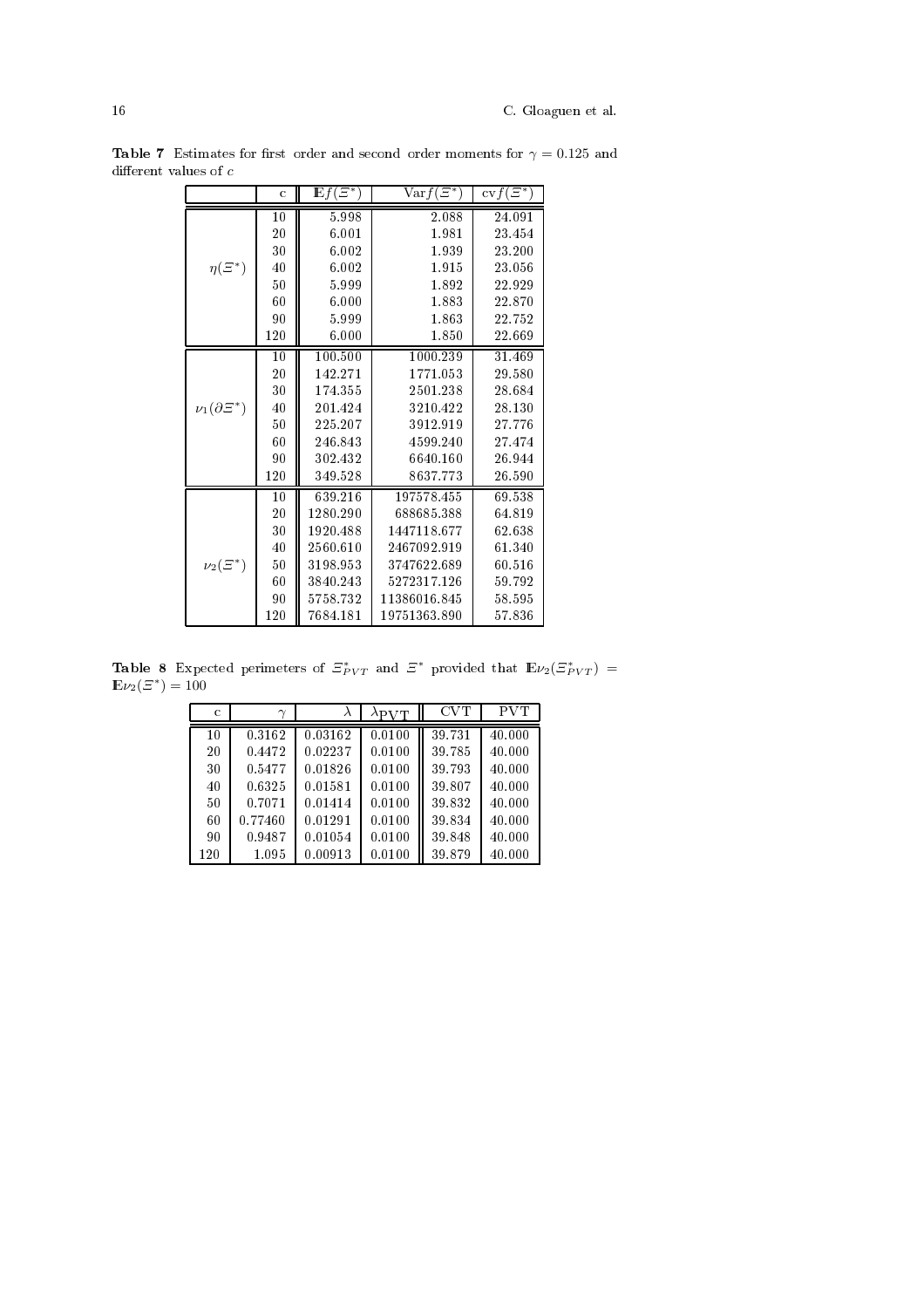**Table 7** Estimates for first order and second order moments for $\gamma = 0.125$ and different values of $c$

| | c | $\mathbb{E}f(\Xi^*)$ | $\mathrm{Var}f(\Xi^*)$ | $\mathrm{cv}f(\Xi^*)$ |
|---|---|---|---|---|
| $\eta(\Xi^*)$ | 10 | 5.998 | 2.088 | 24.091 |
| | 20 | 6.001 | 1.981 | 23.454 |
| | 30 | 6.002 | 1.939 | 23.200 |
| | 40 | 6.002 | 1.915 | 23.056 |
| | 50 | 5.999 | 1.892 | 22.929 |
| | 60 | 6.000 | 1.883 | 22.870 |
| | 90 | 5.999 | 1.863 | 22.752 |
| | 120 | 6.000 | 1.850 | 22.669 |
| $\nu_1(\partial\Xi^*)$ | 10 | 100.500 | 1000.239 | 31.469 |
| | 20 | 142.271 | 1771.053 | 29.580 |
| | 30 | 174.355 | 2501.238 | 28.684 |
| | 40 | 201.424 | 3210.422 | 28.130 |
| | 50 | 225.207 | 3912.919 | 27.776 |
| | 60 | 246.843 | 4599.240 | 27.474 |
| | 90 | 302.432 | 6640.160 | 26.944 |
| | 120 | 349.528 | 8637.773 | 26.590 |
| $\nu_2(\Xi^*)$ | 10 | 639.216 | 197578.455 | 69.538 |
| | 20 | 1280.290 | 688685.388 | 64.819 |
| | 30 | 1920.488 | 1447118.677 | 62.638 |
| | 40 | 2560.610 | 2467092.919 | 61.340 |
| | 50 | 3198.953 | 3747622.689 | 60.516 |
| | 60 | 3840.243 | 5272317.126 | 59.792 |
| | 90 | 5758.732 | 11386016.845 | 58.595 |
| | 120 | 7684.181 | 19751363.890 | 57.836 |

**Table 8** Expected perimeters of $\Xi^*_{PVT}$ and $\Xi^*$ provided that $\mathbb{E}\nu_2(\Xi^*_{PVT}) = \mathbb{E}\nu_2(\Xi^*) = 100$

| c | $\gamma$ | $\lambda$ | $\lambda_{\mathrm{PVT}}$ | CVT | PVT |
|---|---|---|---|---|---|
| 10 | 0.3162 | 0.03162 | 0.0100 | 39.731 | 40.000 |
| 20 | 0.4472 | 0.02237 | 0.0100 | 39.785 | 40.000 |
| 30 | 0.5477 | 0.01826 | 0.0100 | 39.793 | 40.000 |
| 40 | 0.6325 | 0.01581 | 0.0100 | 39.807 | 40.000 |
| 50 | 0.7071 | 0.01414 | 0.0100 | 39.832 | 40.000 |
| 60 | 0.77460 | 0.01291 | 0.0100 | 39.834 | 40.000 |
| 90 | 0.9487 | 0.01054 | 0.0100 | 39.848 | 40.000 |
| 120 | 1.095 | 0.00913 | 0.0100 | 39.879 | 40.000 |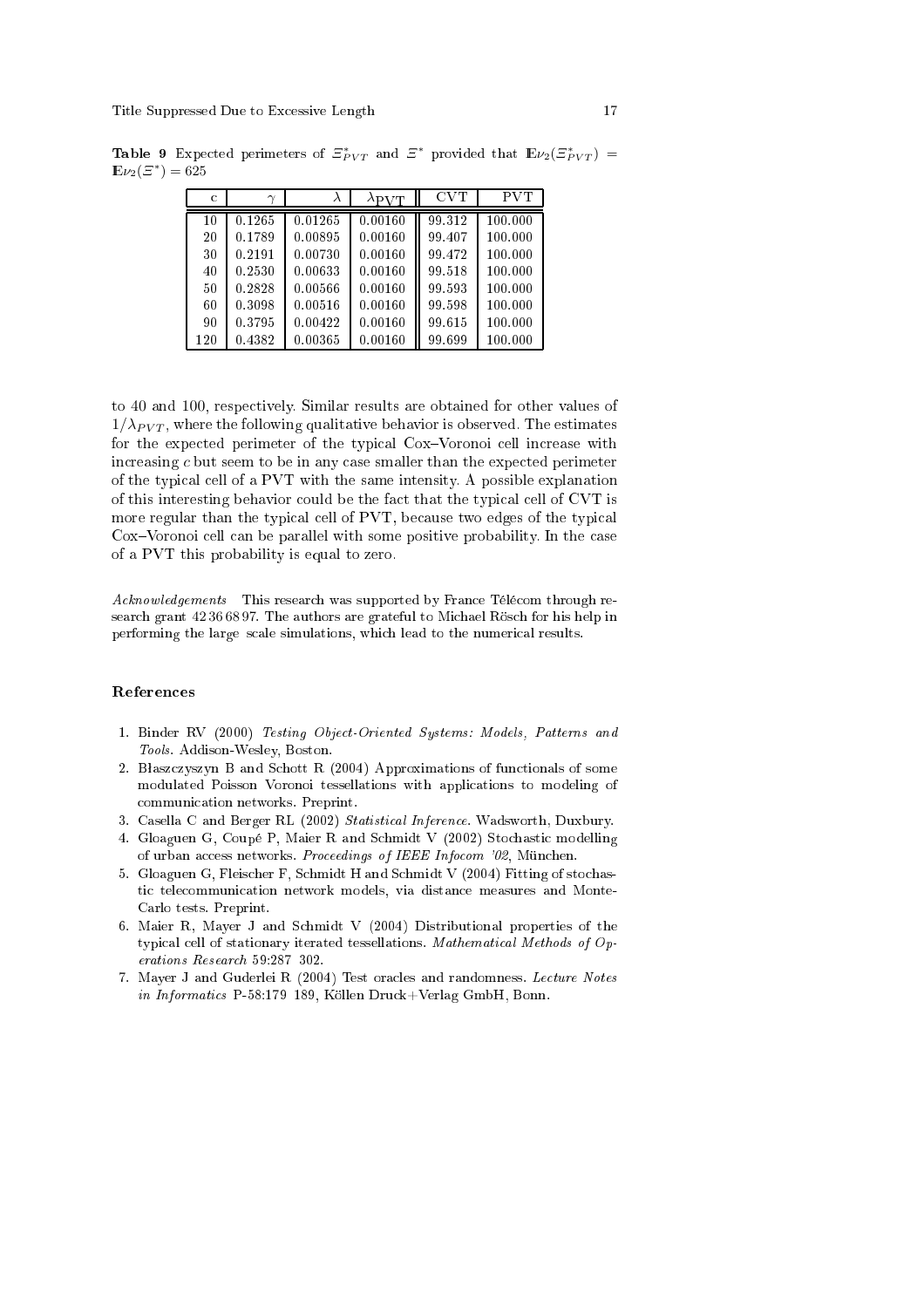**Table 9** Expected perimeters of $\Xi^*_{PVT}$ and $\Xi^*$ provided that $\mathbb{E}\nu_2(\Xi^*_{PVT}) = \mathbb{E}\nu_2(\Xi^*) = 625$

| c | $\gamma$ | $\lambda$ | $\lambda_{\mathrm{PVT}}$ | CVT | PVT |
|---|---|---|---|---|---|
| 10 | 0.1265 | 0.01265 | 0.00160 | 99.312 | 100.000 |
| 20 | 0.1789 | 0.00895 | 0.00160 | 99.407 | 100.000 |
| 30 | 0.2191 | 0.00730 | 0.00160 | 99.472 | 100.000 |
| 40 | 0.2530 | 0.00633 | 0.00160 | 99.518 | 100.000 |
| 50 | 0.2828 | 0.00566 | 0.00160 | 99.593 | 100.000 |
| 60 | 0.3098 | 0.00516 | 0.00160 | 99.598 | 100.000 |
| 90 | 0.3795 | 0.00422 | 0.00160 | 99.615 | 100.000 |
| 120 | 0.4382 | 0.00365 | 0.00160 | 99.699 | 100.000 |

to 40 and 100, respectively. Similar results are obtained for other values of $1/\lambda_{PVT}$, where the following qualitative behavior is observed. The estimates for the expected perimeter of the typical Cox–Voronoi cell increase with increasing $c$ but seem to be in any case smaller than the expected perimeter of the typical cell of a PVT with the same intensity. A possible explanation of this interesting behavior could be the fact that the typical cell of CVT is more regular than the typical cell of PVT, because two edges of the typical Cox–Voronoi cell can be parallel with some positive probability. In the case of a PVT this probability is equal to zero.

*Acknowledgements* This research was supported by France Télécom through research grant 42 36 68 97. The authors are grateful to Michael Rösch for his help in performing the large scale simulations, which lead to the numerical results.

## References

1. Binder RV (2000) *Testing Object-Oriented Systems: Models, Patterns and Tools*. Addison-Wesley, Boston.
2. Błaszczyszyn B and Schott R (2004) Approximations of functionals of some modulated Poisson Voronoi tessellations with applications to modeling of communication networks. Preprint.
3. Casella C and Berger RL (2002) *Statistical Inference*. Wadsworth, Duxbury.
4. Gloaguen G, Coupé P, Maier R and Schmidt V (2002) Stochastic modelling of urban access networks. *Proceedings of IEEE Infocom '02*, München.
5. Gloaguen G, Fleischer F, Schmidt H and Schmidt V (2004) Fitting of stochastic telecommunication network models, via distance measures and Monte-Carlo tests. Preprint.
6. Maier R, Mayer J and Schmidt V (2004) Distributional properties of the typical cell of stationary iterated tessellations. *Mathematical Methods of Operations Research* 59:287 302.
7. Mayer J and Guderlei R (2004) Test oracles and randomness. *Lecture Notes in Informatics* P-58:179 189, Köllen Druck+Verlag GmbH, Bonn.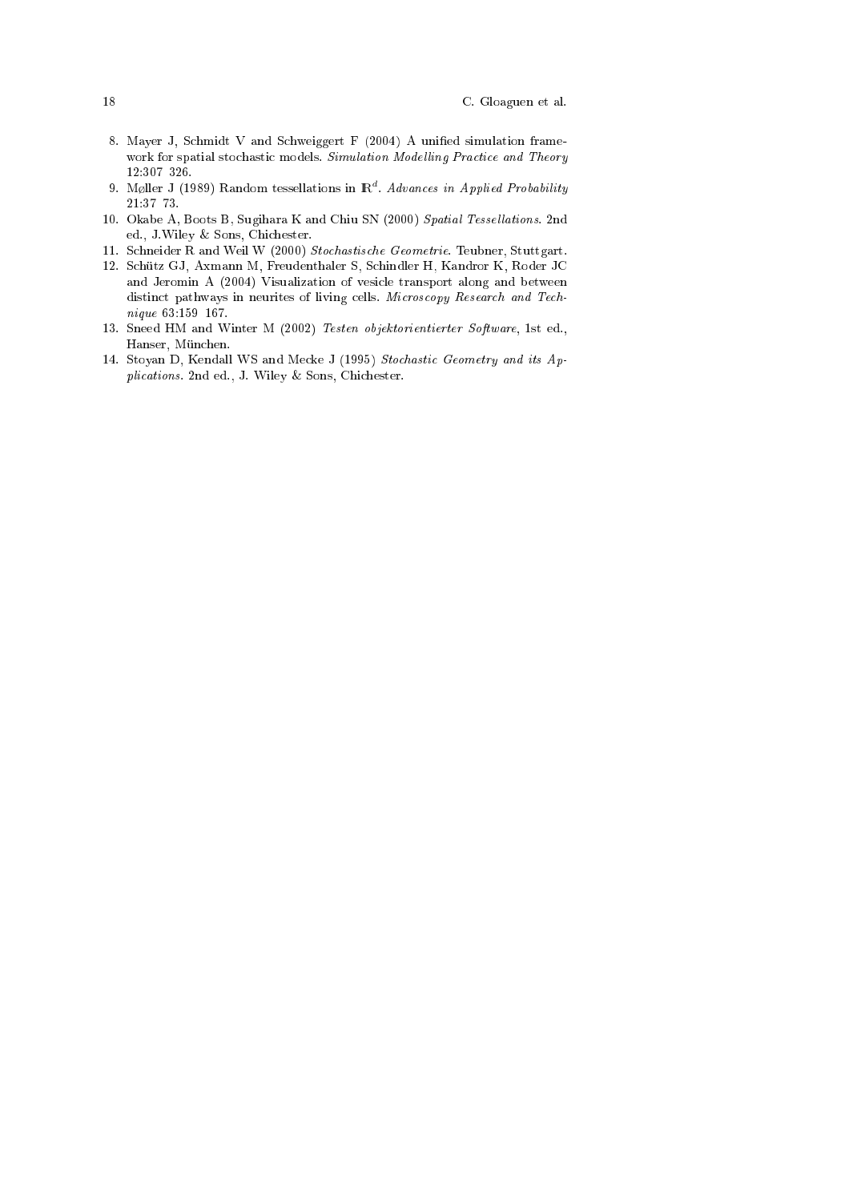8. Mayer J, Schmidt V and Schweiggert F (2004) A unified simulation framework for spatial stochastic models. *Simulation Modelling Practice and Theory* 12:307–326.
9. Møller J (1989) Random tessellations in $\mathbb{R}^d$. *Advances in Applied Probability* 21:37–73.
10. Okabe A, Boots B, Sugihara K and Chiu SN (2000) *Spatial Tessellations*. 2nd ed., J.Wiley & Sons, Chichester.
11. Schneider R and Weil W (2000) *Stochastische Geometrie*. Teubner, Stuttgart.
12. Schütz GJ, Axmann M, Freudenthaler S, Schindler H, Kandror K, Roder JC and Jeromin A (2004) Visualization of vesicle transport along and between distinct pathways in neurites of living cells. *Microscopy Research and Technique* 63:159–167.
13. Sneed HM and Winter M (2002) *Testen objektorientierter Software*, 1st ed., Hanser, München.
14. Stoyan D, Kendall WS and Mecke J (1995) *Stochastic Geometry and its Applications*. 2nd ed., J. Wiley & Sons, Chichester.